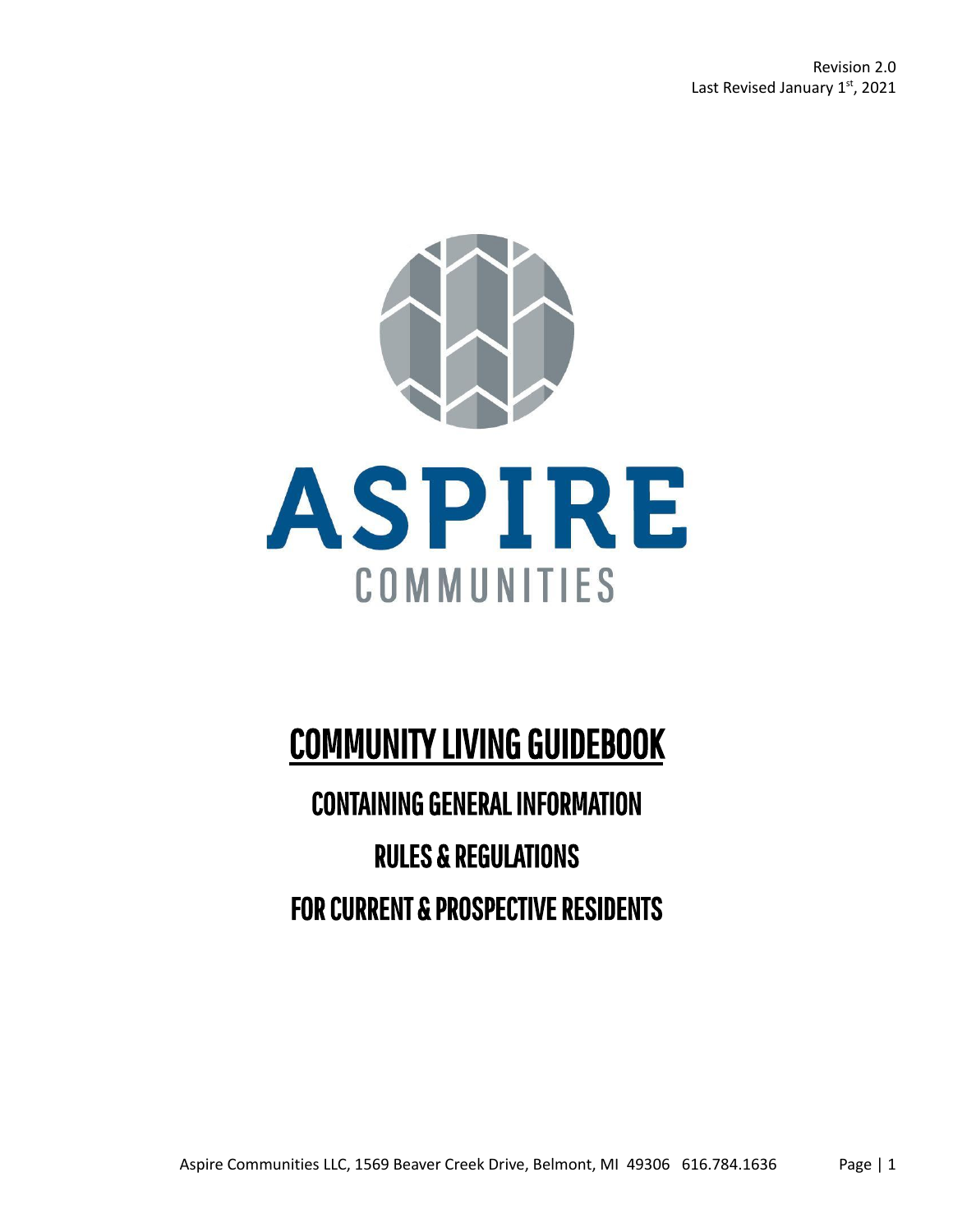Revision 2.0
Last Revised January 1st, 2021

ASPIRE

COMMUNITIES

# COMMUNITY LIVING GUIDEBOOK

## CONTAINING GENERAL INFORMATION

## RULES & REGULATIONS

## FOR CURRENT & PROSPECTIVE RESIDENTS

Aspire Communities LLC, 1569 Beaver Creek Drive, Belmont, MI 49306 616.784.1636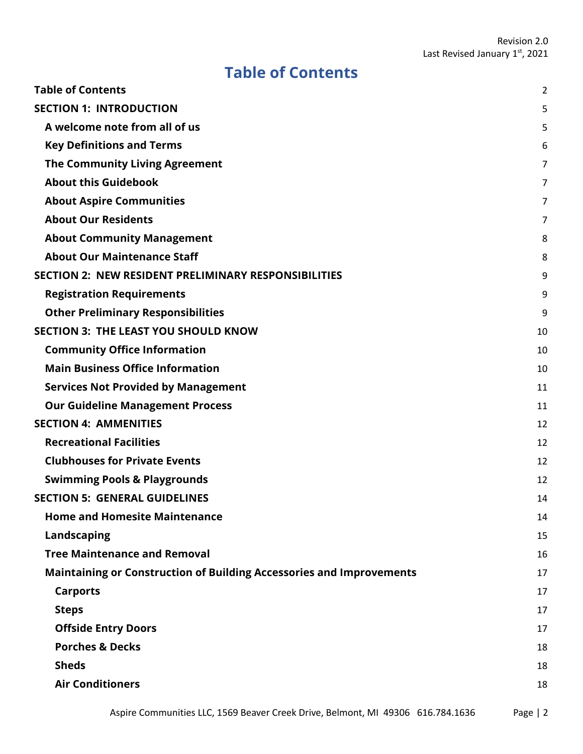Revision 2.0
Last Revised January 1st, 2021

# Table of Contents

**Table of Contents** 2

**SECTION 1: INTRODUCTION** 5

- **A welcome note from all of us** 5
- **Key Definitions and Terms** 6
- **The Community Living Agreement** 7
- **About this Guidebook** 7
- **About Aspire Communities** 7
- **About Our Residents** 7
- **About Community Management** 8
- **About Our Maintenance Staff** 8

**SECTION 2: NEW RESIDENT PRELIMINARY RESPONSIBILITIES** 9

- **Registration Requirements** 9
- **Other Preliminary Responsibilities** 9

**SECTION 3: THE LEAST YOU SHOULD KNOW** 10

- **Community Office Information** 10
- **Main Business Office Information** 10
- **Services Not Provided by Management** 11
- **Our Guideline Management Process** 11

**SECTION 4: AMMENITIES** 12

- **Recreational Facilities** 12
- **Clubhouses for Private Events** 12
- **Swimming Pools & Playgrounds** 12

**SECTION 5: GENERAL GUIDELINES** 14

- **Home and Homesite Maintenance** 14
- **Landscaping** 15
- **Tree Maintenance and Removal** 16
- **Maintaining or Construction of Building Accessories and Improvements** 17
  - **Carports** 17
  - **Steps** 17
  - **Offside Entry Doors** 17
  - **Porches & Decks** 18
  - **Sheds** 18
  - **Air Conditioners** 18

Aspire Communities LLC, 1569 Beaver Creek Drive, Belmont, MI 49306 616.784.1636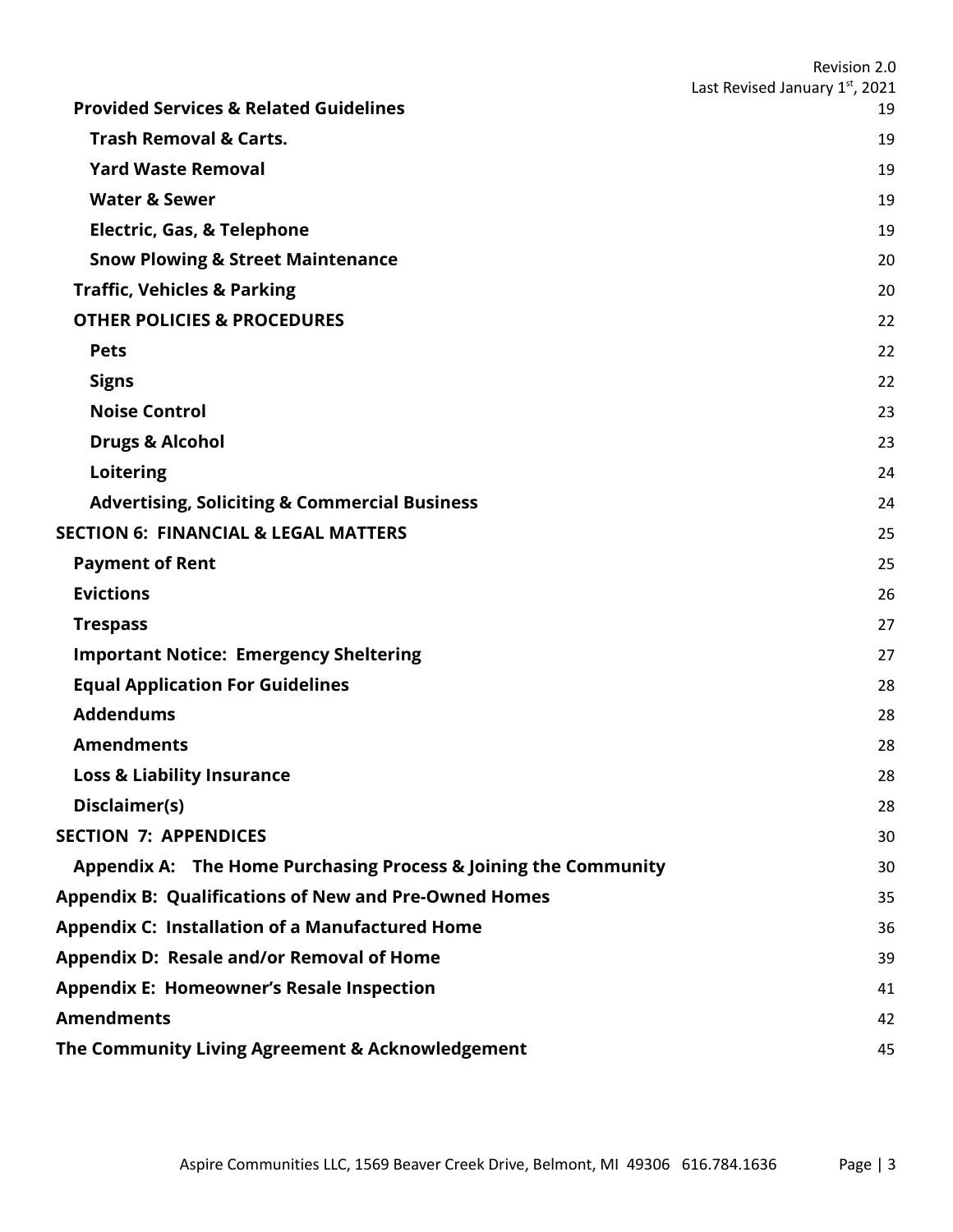**Provided Services & Related Guidelines** 19

**Trash Removal & Carts.** 19

**Yard Waste Removal** 19

**Water & Sewer** 19

**Electric, Gas, & Telephone** 19

**Snow Plowing & Street Maintenance** 20

**Traffic, Vehicles & Parking** 20

**OTHER POLICIES & PROCEDURES** 22

**Pets** 22

**Signs** 22

**Noise Control** 23

**Drugs & Alcohol** 23

**Loitering** 24

**Advertising, Soliciting & Commercial Business** 24

**SECTION 6: FINANCIAL & LEGAL MATTERS** 25

**Payment of Rent** 25

**Evictions** 26

**Trespass** 27

**Important Notice: Emergency Sheltering** 27

**Equal Application For Guidelines** 28

**Addendums** 28

**Amendments** 28

**Loss & Liability Insurance** 28

**Disclaimer(s)** 28

**SECTION 7: APPENDICES** 30

**Appendix A: The Home Purchasing Process & Joining the Community** 30

**Appendix B: Qualifications of New and Pre-Owned Homes** 35

**Appendix C: Installation of a Manufactured Home** 36

**Appendix D: Resale and/or Removal of Home** 39

**Appendix E: Homeowner's Resale Inspection** 41

**Amendments** 42

**The Community Living Agreement & Acknowledgement** 45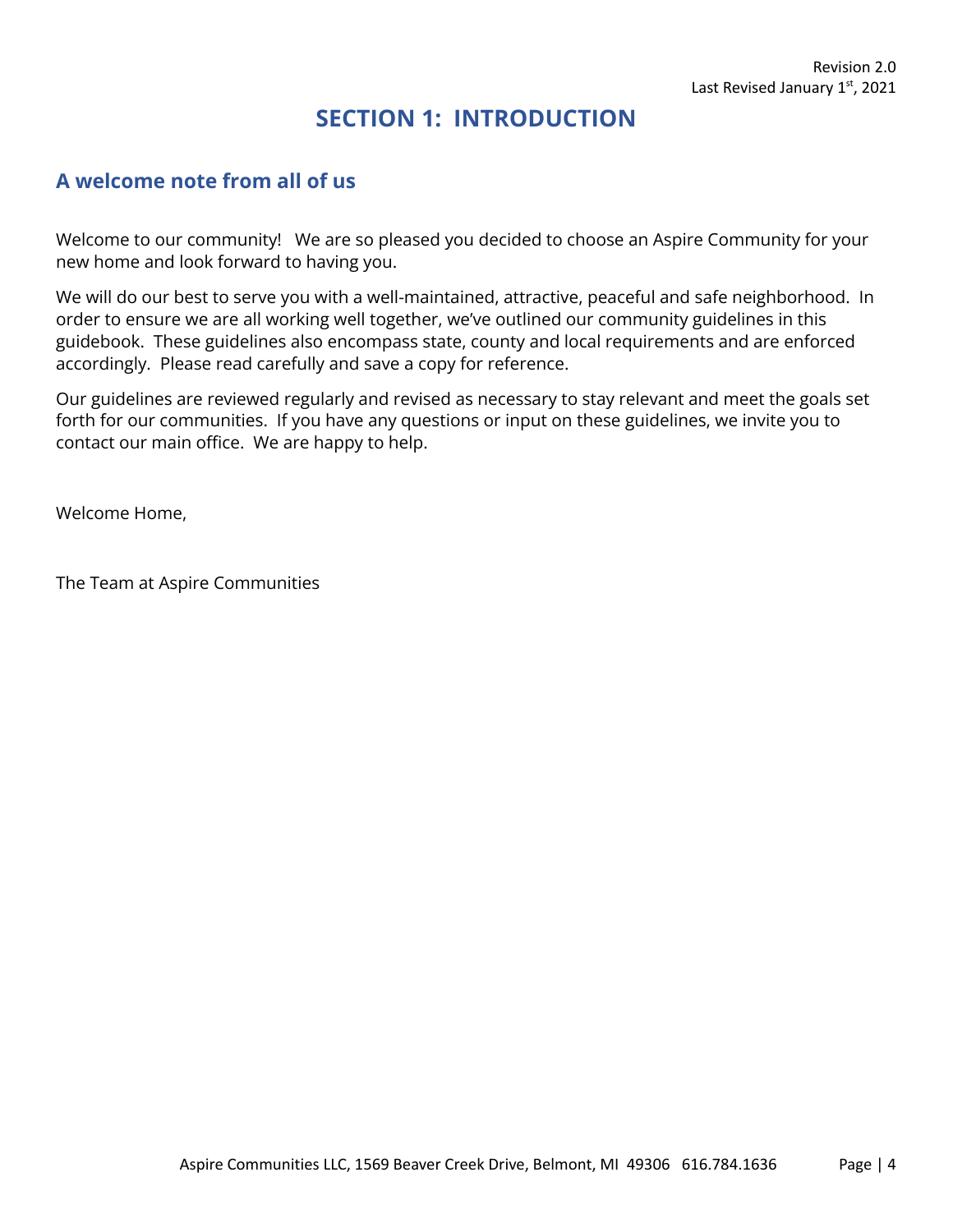Revision 2.0
Last Revised January 1st, 2021

# SECTION 1: INTRODUCTION

## A welcome note from all of us

Welcome to our community! We are so pleased you decided to choose an Aspire Community for your new home and look forward to having you.

We will do our best to serve you with a well-maintained, attractive, peaceful and safe neighborhood. In order to ensure we are all working well together, we've outlined our community guidelines in this guidebook. These guidelines also encompass state, county and local requirements and are enforced accordingly. Please read carefully and save a copy for reference.

Our guidelines are reviewed regularly and revised as necessary to stay relevant and meet the goals set forth for our communities. If you have any questions or input on these guidelines, we invite you to contact our main office. We are happy to help.

Welcome Home,

The Team at Aspire Communities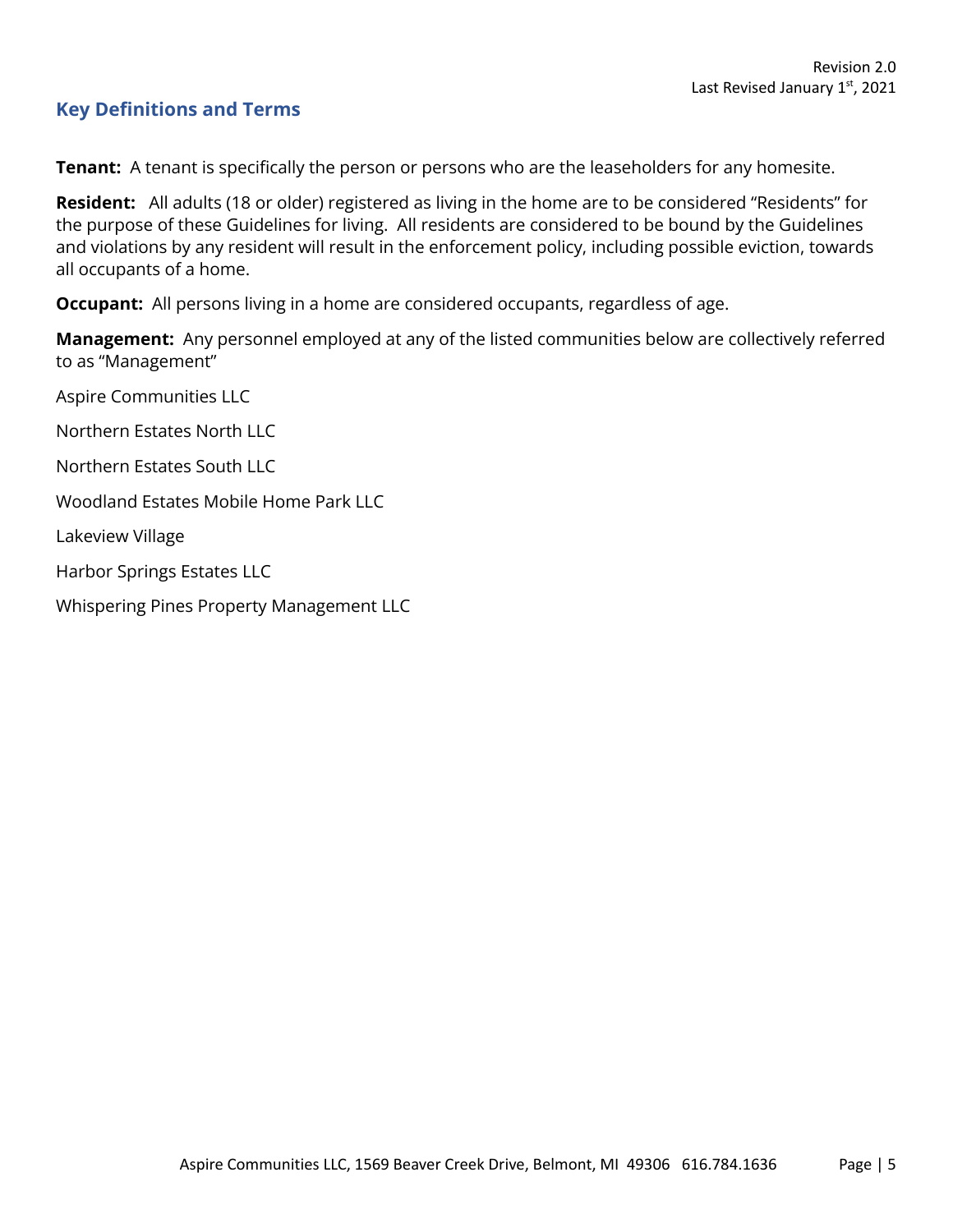## Key Definitions and Terms

**Tenant:** A tenant is specifically the person or persons who are the leaseholders for any homesite.

**Resident:** All adults (18 or older) registered as living in the home are to be considered "Residents" for the purpose of these Guidelines for living. All residents are considered to be bound by the Guidelines and violations by any resident will result in the enforcement policy, including possible eviction, towards all occupants of a home.

**Occupant:** All persons living in a home are considered occupants, regardless of age.

**Management:** Any personnel employed at any of the listed communities below are collectively referred to as "Management"

Aspire Communities LLC

Northern Estates North LLC

Northern Estates South LLC

Woodland Estates Mobile Home Park LLC

Lakeview Village

Harbor Springs Estates LLC

Whispering Pines Property Management LLC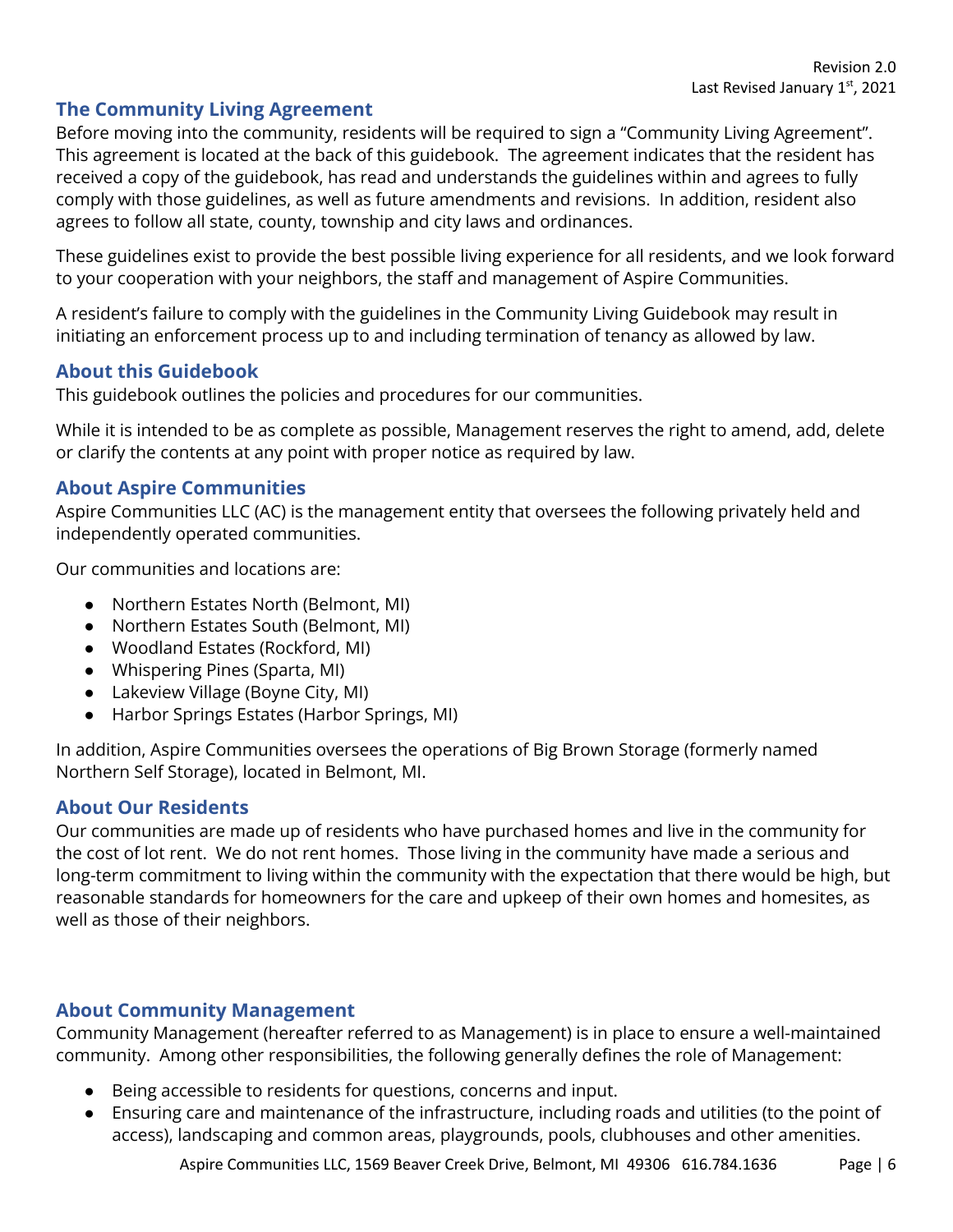Revision 2.0
Last Revised January 1st, 2021

## The Community Living Agreement

Before moving into the community, residents will be required to sign a "Community Living Agreement". This agreement is located at the back of this guidebook. The agreement indicates that the resident has received a copy of the guidebook, has read and understands the guidelines within and agrees to fully comply with those guidelines, as well as future amendments and revisions. In addition, resident also agrees to follow all state, county, township and city laws and ordinances.

These guidelines exist to provide the best possible living experience for all residents, and we look forward to your cooperation with your neighbors, the staff and management of Aspire Communities.

A resident's failure to comply with the guidelines in the Community Living Guidebook may result in initiating an enforcement process up to and including termination of tenancy as allowed by law.

## About this Guidebook

This guidebook outlines the policies and procedures for our communities.

While it is intended to be as complete as possible, Management reserves the right to amend, add, delete or clarify the contents at any point with proper notice as required by law.

## About Aspire Communities

Aspire Communities LLC (AC) is the management entity that oversees the following privately held and independently operated communities.

Our communities and locations are:

- Northern Estates North (Belmont, MI)
- Northern Estates South (Belmont, MI)
- Woodland Estates (Rockford, MI)
- Whispering Pines (Sparta, MI)
- Lakeview Village (Boyne City, MI)
- Harbor Springs Estates (Harbor Springs, MI)

In addition, Aspire Communities oversees the operations of Big Brown Storage (formerly named Northern Self Storage), located in Belmont, MI.

## About Our Residents

Our communities are made up of residents who have purchased homes and live in the community for the cost of lot rent. We do not rent homes. Those living in the community have made a serious and long-term commitment to living within the community with the expectation that there would be high, but reasonable standards for homeowners for the care and upkeep of their own homes and homesites, as well as those of their neighbors.

## About Community Management

Community Management (hereafter referred to as Management) is in place to ensure a well-maintained community. Among other responsibilities, the following generally defines the role of Management:

- Being accessible to residents for questions, concerns and input.
- Ensuring care and maintenance of the infrastructure, including roads and utilities (to the point of access), landscaping and common areas, playgrounds, pools, clubhouses and other amenities.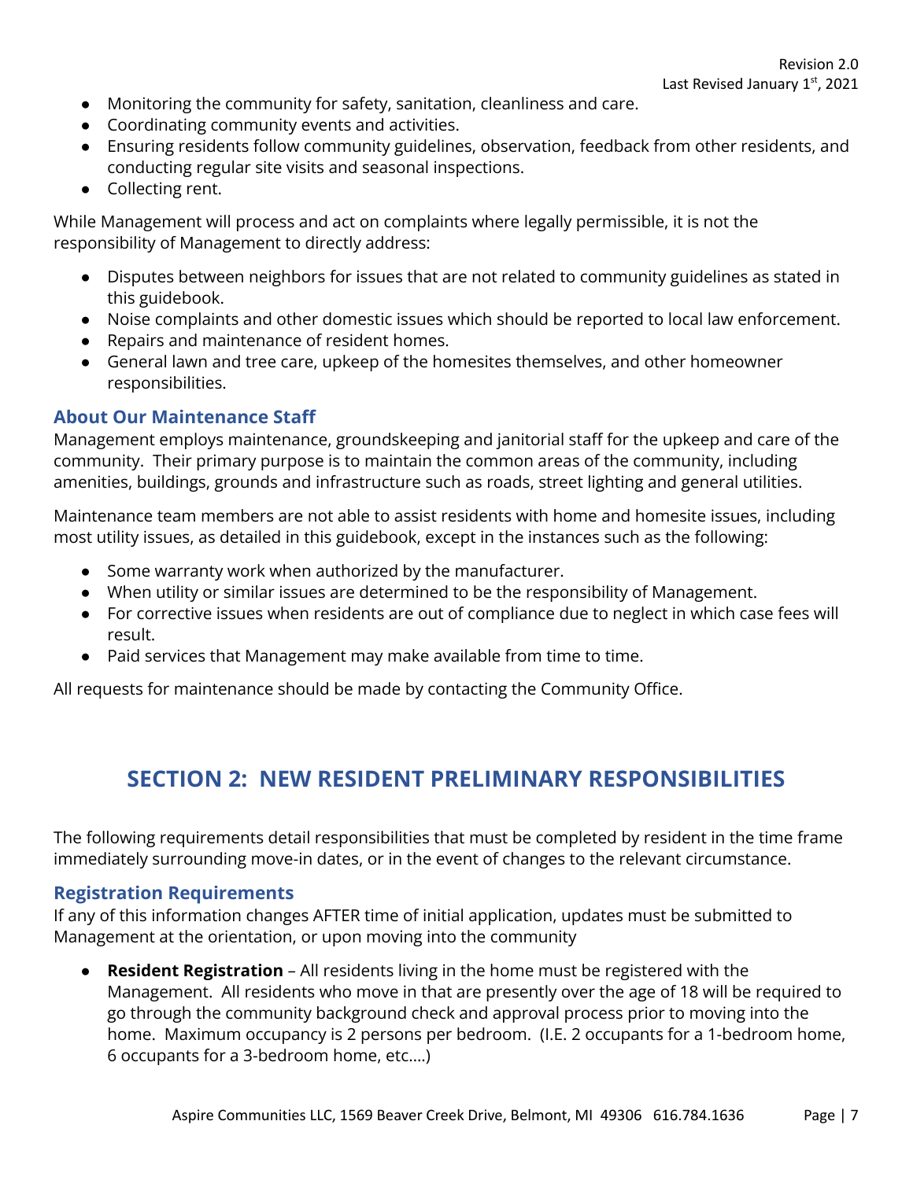- Monitoring the community for safety, sanitation, cleanliness and care.
- Coordinating community events and activities.
- Ensuring residents follow community guidelines, observation, feedback from other residents, and conducting regular site visits and seasonal inspections.
- Collecting rent.

While Management will process and act on complaints where legally permissible, it is not the responsibility of Management to directly address:

- Disputes between neighbors for issues that are not related to community guidelines as stated in this guidebook.
- Noise complaints and other domestic issues which should be reported to local law enforcement.
- Repairs and maintenance of resident homes.
- General lawn and tree care, upkeep of the homesites themselves, and other homeowner responsibilities.

### About Our Maintenance Staff

Management employs maintenance, groundskeeping and janitorial staff for the upkeep and care of the community. Their primary purpose is to maintain the common areas of the community, including amenities, buildings, grounds and infrastructure such as roads, street lighting and general utilities.

Maintenance team members are not able to assist residents with home and homesite issues, including most utility issues, as detailed in this guidebook, except in the instances such as the following:

- Some warranty work when authorized by the manufacturer.
- When utility or similar issues are determined to be the responsibility of Management.
- For corrective issues when residents are out of compliance due to neglect in which case fees will result.
- Paid services that Management may make available from time to time.

All requests for maintenance should be made by contacting the Community Office.

## SECTION 2: NEW RESIDENT PRELIMINARY RESPONSIBILITIES

The following requirements detail responsibilities that must be completed by resident in the time frame immediately surrounding move-in dates, or in the event of changes to the relevant circumstance.

### Registration Requirements

If any of this information changes AFTER time of initial application, updates must be submitted to Management at the orientation, or upon moving into the community

- **Resident Registration** – All residents living in the home must be registered with the Management. All residents who move in that are presently over the age of 18 will be required to go through the community background check and approval process prior to moving into the home. Maximum occupancy is 2 persons per bedroom. (I.E. 2 occupants for a 1-bedroom home, 6 occupants for a 3-bedroom home, etc.…)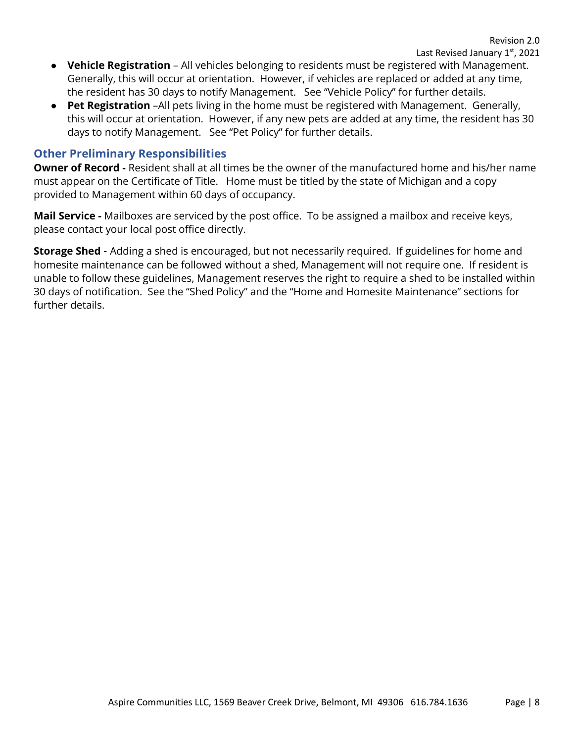- **Vehicle Registration** – All vehicles belonging to residents must be registered with Management. Generally, this will occur at orientation. However, if vehicles are replaced or added at any time, the resident has 30 days to notify Management. See "Vehicle Policy" for further details.
- **Pet Registration** –All pets living in the home must be registered with Management. Generally, this will occur at orientation. However, if any new pets are added at any time, the resident has 30 days to notify Management. See "Pet Policy" for further details.

## Other Preliminary Responsibilities

**Owner of Record -** Resident shall at all times be the owner of the manufactured home and his/her name must appear on the Certificate of Title. Home must be titled by the state of Michigan and a copy provided to Management within 60 days of occupancy.

**Mail Service -** Mailboxes are serviced by the post office. To be assigned a mailbox and receive keys, please contact your local post office directly.

**Storage Shed** - Adding a shed is encouraged, but not necessarily required. If guidelines for home and homesite maintenance can be followed without a shed, Management will not require one. If resident is unable to follow these guidelines, Management reserves the right to require a shed to be installed within 30 days of notification. See the "Shed Policy" and the "Home and Homesite Maintenance" sections for further details.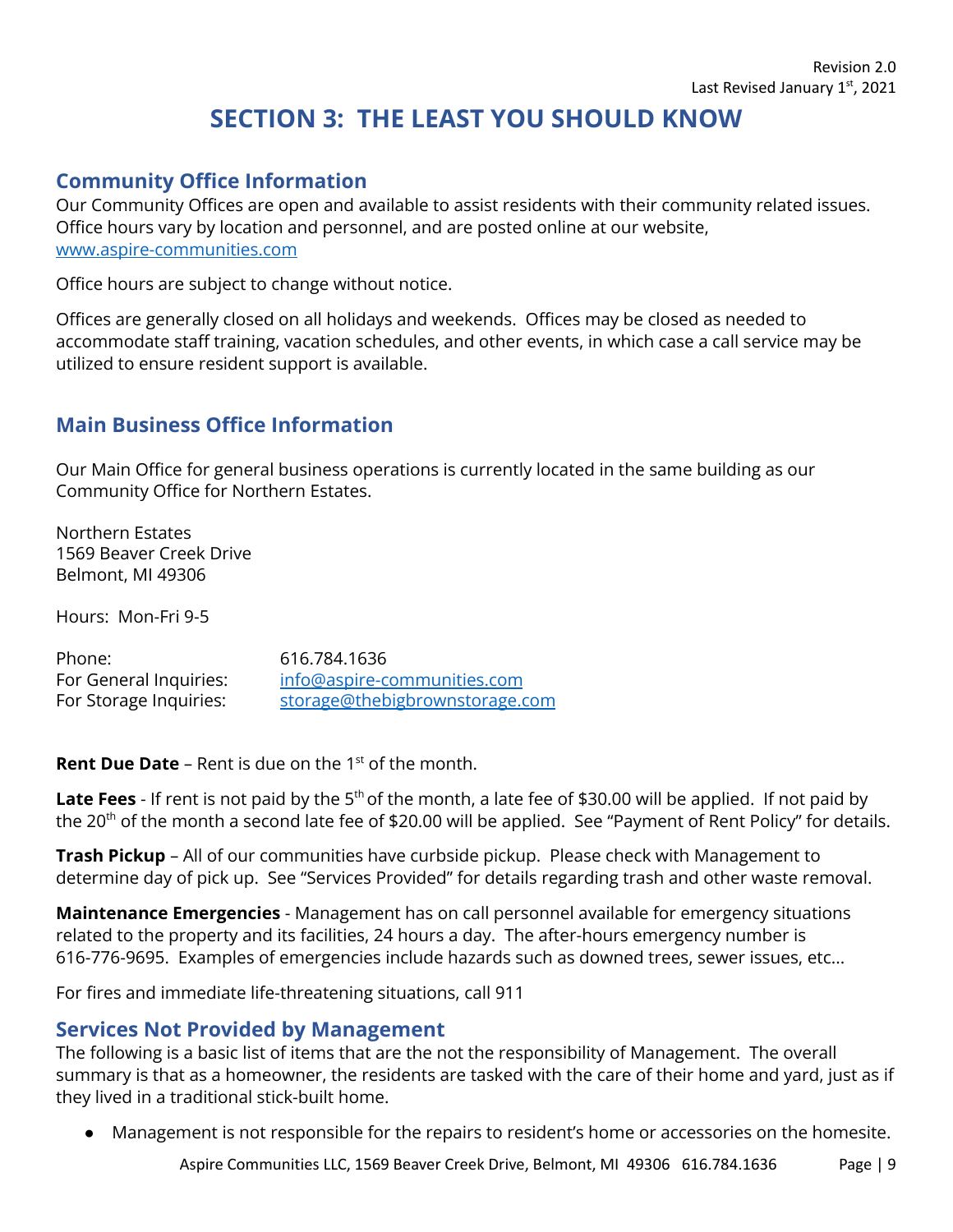Revision 2.0
Last Revised January 1st, 2021

# SECTION 3: THE LEAST YOU SHOULD KNOW

## Community Office Information

Our Community Offices are open and available to assist residents with their community related issues. Office hours vary by location and personnel, and are posted online at our website, www.aspire-communities.com

Office hours are subject to change without notice.

Offices are generally closed on all holidays and weekends. Offices may be closed as needed to accommodate staff training, vacation schedules, and other events, in which case a call service may be utilized to ensure resident support is available.

## Main Business Office Information

Our Main Office for general business operations is currently located in the same building as our Community Office for Northern Estates.

Northern Estates
1569 Beaver Creek Drive
Belmont, MI 49306

Hours: Mon-Fri 9-5

| | |
|---|---|
| Phone: | 616.784.1636 |
| For General Inquiries: | info@aspire-communities.com |
| For Storage Inquiries: | storage@thebigbrownstorage.com |

**Rent Due Date** – Rent is due on the 1st of the month.

**Late Fees** - If rent is not paid by the 5th of the month, a late fee of $30.00 will be applied. If not paid by the 20th of the month a second late fee of $20.00 will be applied. See "Payment of Rent Policy" for details.

**Trash Pickup** – All of our communities have curbside pickup. Please check with Management to determine day of pick up. See "Services Provided" for details regarding trash and other waste removal.

**Maintenance Emergencies** - Management has on call personnel available for emergency situations related to the property and its facilities, 24 hours a day. The after-hours emergency number is 616-776-9695. Examples of emergencies include hazards such as downed trees, sewer issues, etc…

For fires and immediate life-threatening situations, call 911

## Services Not Provided by Management

The following is a basic list of items that are the not the responsibility of Management. The overall summary is that as a homeowner, the residents are tasked with the care of their home and yard, just as if they lived in a traditional stick-built home.

- Management is not responsible for the repairs to resident's home or accessories on the homesite.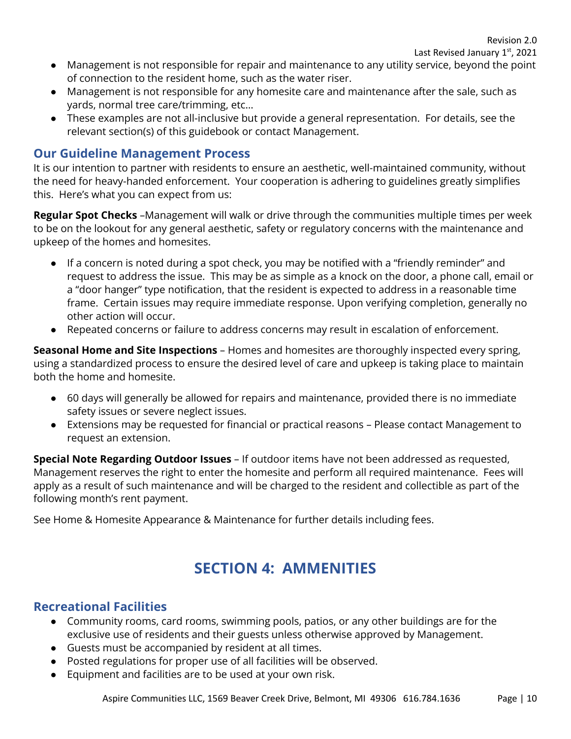- Management is not responsible for repair and maintenance to any utility service, beyond the point of connection to the resident home, such as the water riser.
- Management is not responsible for any homesite care and maintenance after the sale, such as yards, normal tree care/trimming, etc…
- These examples are not all-inclusive but provide a general representation. For details, see the relevant section(s) of this guidebook or contact Management.

## Our Guideline Management Process

It is our intention to partner with residents to ensure an aesthetic, well-maintained community, without the need for heavy-handed enforcement. Your cooperation is adhering to guidelines greatly simplifies this. Here's what you can expect from us:

**Regular Spot Checks** –Management will walk or drive through the communities multiple times per week to be on the lookout for any general aesthetic, safety or regulatory concerns with the maintenance and upkeep of the homes and homesites.

- If a concern is noted during a spot check, you may be notified with a "friendly reminder" and request to address the issue. This may be as simple as a knock on the door, a phone call, email or a "door hanger" type notification, that the resident is expected to address in a reasonable time frame. Certain issues may require immediate response. Upon verifying completion, generally no other action will occur.
- Repeated concerns or failure to address concerns may result in escalation of enforcement.

**Seasonal Home and Site Inspections** – Homes and homesites are thoroughly inspected every spring, using a standardized process to ensure the desired level of care and upkeep is taking place to maintain both the home and homesite.

- 60 days will generally be allowed for repairs and maintenance, provided there is no immediate safety issues or severe neglect issues.
- Extensions may be requested for financial or practical reasons – Please contact Management to request an extension.

**Special Note Regarding Outdoor Issues** – If outdoor items have not been addressed as requested, Management reserves the right to enter the homesite and perform all required maintenance. Fees will apply as a result of such maintenance and will be charged to the resident and collectible as part of the following month's rent payment.

See Home & Homesite Appearance & Maintenance for further details including fees.

# SECTION 4: AMMENITIES

## Recreational Facilities

- Community rooms, card rooms, swimming pools, patios, or any other buildings are for the exclusive use of residents and their guests unless otherwise approved by Management.
- Guests must be accompanied by resident at all times.
- Posted regulations for proper use of all facilities will be observed.
- Equipment and facilities are to be used at your own risk.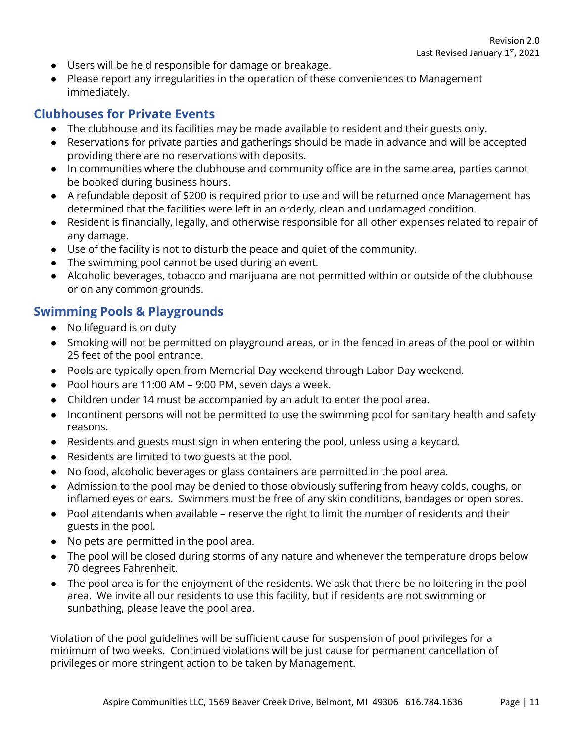- Users will be held responsible for damage or breakage.
- Please report any irregularities in the operation of these conveniences to Management immediately.

## Clubhouses for Private Events

- The clubhouse and its facilities may be made available to resident and their guests only.
- Reservations for private parties and gatherings should be made in advance and will be accepted providing there are no reservations with deposits.
- In communities where the clubhouse and community office are in the same area, parties cannot be booked during business hours.
- A refundable deposit of $200 is required prior to use and will be returned once Management has determined that the facilities were left in an orderly, clean and undamaged condition.
- Resident is financially, legally, and otherwise responsible for all other expenses related to repair of any damage.
- Use of the facility is not to disturb the peace and quiet of the community.
- The swimming pool cannot be used during an event.
- Alcoholic beverages, tobacco and marijuana are not permitted within or outside of the clubhouse or on any common grounds.

## Swimming Pools & Playgrounds

- No lifeguard is on duty
- Smoking will not be permitted on playground areas, or in the fenced in areas of the pool or within 25 feet of the pool entrance.
- Pools are typically open from Memorial Day weekend through Labor Day weekend.
- Pool hours are 11:00 AM – 9:00 PM, seven days a week.
- Children under 14 must be accompanied by an adult to enter the pool area.
- Incontinent persons will not be permitted to use the swimming pool for sanitary health and safety reasons.
- Residents and guests must sign in when entering the pool, unless using a keycard.
- Residents are limited to two guests at the pool.
- No food, alcoholic beverages or glass containers are permitted in the pool area.
- Admission to the pool may be denied to those obviously suffering from heavy colds, coughs, or inflamed eyes or ears. Swimmers must be free of any skin conditions, bandages or open sores.
- Pool attendants when available – reserve the right to limit the number of residents and their guests in the pool.
- No pets are permitted in the pool area.
- The pool will be closed during storms of any nature and whenever the temperature drops below 70 degrees Fahrenheit.
- The pool area is for the enjoyment of the residents. We ask that there be no loitering in the pool area. We invite all our residents to use this facility, but if residents are not swimming or sunbathing, please leave the pool area.

Violation of the pool guidelines will be sufficient cause for suspension of pool privileges for a minimum of two weeks. Continued violations will be just cause for permanent cancellation of privileges or more stringent action to be taken by Management.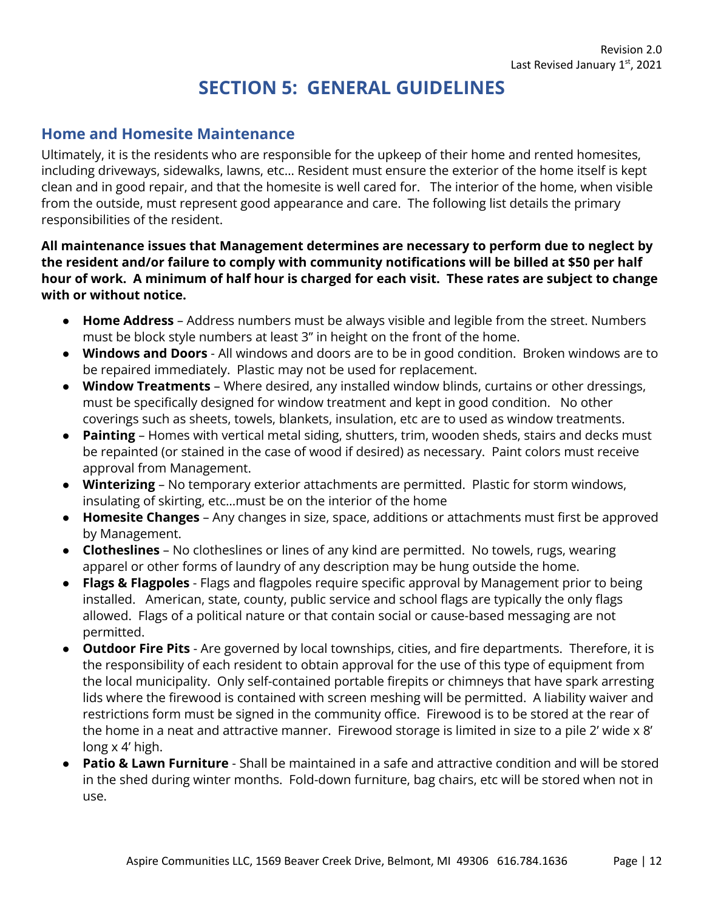# SECTION 5: GENERAL GUIDELINES

## Home and Homesite Maintenance

Ultimately, it is the residents who are responsible for the upkeep of their home and rented homesites, including driveways, sidewalks, lawns, etc… Resident must ensure the exterior of the home itself is kept clean and in good repair, and that the homesite is well cared for. The interior of the home, when visible from the outside, must represent good appearance and care. The following list details the primary responsibilities of the resident.

**All maintenance issues that Management determines are necessary to perform due to neglect by the resident and/or failure to comply with community notifications will be billed at $50 per half hour of work. A minimum of half hour is charged for each visit. These rates are subject to change with or without notice.**

- **Home Address** – Address numbers must be always visible and legible from the street. Numbers must be block style numbers at least 3" in height on the front of the home.
- **Windows and Doors** - All windows and doors are to be in good condition. Broken windows are to be repaired immediately. Plastic may not be used for replacement.
- **Window Treatments** – Where desired, any installed window blinds, curtains or other dressings, must be specifically designed for window treatment and kept in good condition. No other coverings such as sheets, towels, blankets, insulation, etc are to used as window treatments.
- **Painting** – Homes with vertical metal siding, shutters, trim, wooden sheds, stairs and decks must be repainted (or stained in the case of wood if desired) as necessary. Paint colors must receive approval from Management.
- **Winterizing** – No temporary exterior attachments are permitted. Plastic for storm windows, insulating of skirting, etc…must be on the interior of the home
- **Homesite Changes** – Any changes in size, space, additions or attachments must first be approved by Management.
- **Clotheslines** – No clotheslines or lines of any kind are permitted. No towels, rugs, wearing apparel or other forms of laundry of any description may be hung outside the home.
- **Flags & Flagpoles** - Flags and flagpoles require specific approval by Management prior to being installed. American, state, county, public service and school flags are typically the only flags allowed. Flags of a political nature or that contain social or cause-based messaging are not permitted.
- **Outdoor Fire Pits** - Are governed by local townships, cities, and fire departments. Therefore, it is the responsibility of each resident to obtain approval for the use of this type of equipment from the local municipality. Only self-contained portable firepits or chimneys that have spark arresting lids where the firewood is contained with screen meshing will be permitted. A liability waiver and restrictions form must be signed in the community office. Firewood is to be stored at the rear of the home in a neat and attractive manner. Firewood storage is limited in size to a pile 2' wide x 8' long x 4' high.
- **Patio & Lawn Furniture** - Shall be maintained in a safe and attractive condition and will be stored in the shed during winter months. Fold-down furniture, bag chairs, etc will be stored when not in use.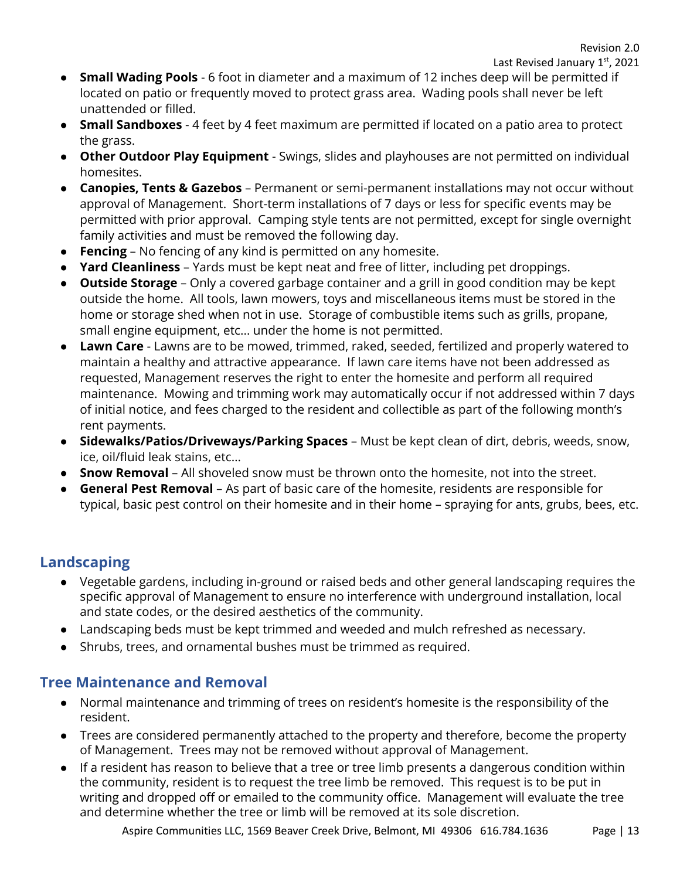- **Small Wading Pools** - 6 foot in diameter and a maximum of 12 inches deep will be permitted if located on patio or frequently moved to protect grass area. Wading pools shall never be left unattended or filled.
- **Small Sandboxes** - 4 feet by 4 feet maximum are permitted if located on a patio area to protect the grass.
- **Other Outdoor Play Equipment** - Swings, slides and playhouses are not permitted on individual homesites.
- **Canopies, Tents & Gazebos** – Permanent or semi-permanent installations may not occur without approval of Management. Short-term installations of 7 days or less for specific events may be permitted with prior approval. Camping style tents are not permitted, except for single overnight family activities and must be removed the following day.
- **Fencing** – No fencing of any kind is permitted on any homesite.
- **Yard Cleanliness** – Yards must be kept neat and free of litter, including pet droppings.
- **Outside Storage** – Only a covered garbage container and a grill in good condition may be kept outside the home. All tools, lawn mowers, toys and miscellaneous items must be stored in the home or storage shed when not in use. Storage of combustible items such as grills, propane, small engine equipment, etc… under the home is not permitted.
- **Lawn Care** - Lawns are to be mowed, trimmed, raked, seeded, fertilized and properly watered to maintain a healthy and attractive appearance. If lawn care items have not been addressed as requested, Management reserves the right to enter the homesite and perform all required maintenance. Mowing and trimming work may automatically occur if not addressed within 7 days of initial notice, and fees charged to the resident and collectible as part of the following month's rent payments.
- **Sidewalks/Patios/Driveways/Parking Spaces** – Must be kept clean of dirt, debris, weeds, snow, ice, oil/fluid leak stains, etc…
- **Snow Removal** – All shoveled snow must be thrown onto the homesite, not into the street.
- **General Pest Removal** – As part of basic care of the homesite, residents are responsible for typical, basic pest control on their homesite and in their home – spraying for ants, grubs, bees, etc.

## Landscaping

- Vegetable gardens, including in-ground or raised beds and other general landscaping requires the specific approval of Management to ensure no interference with underground installation, local and state codes, or the desired aesthetics of the community.
- Landscaping beds must be kept trimmed and weeded and mulch refreshed as necessary.
- Shrubs, trees, and ornamental bushes must be trimmed as required.

## Tree Maintenance and Removal

- Normal maintenance and trimming of trees on resident's homesite is the responsibility of the resident.
- Trees are considered permanently attached to the property and therefore, become the property of Management. Trees may not be removed without approval of Management.
- If a resident has reason to believe that a tree or tree limb presents a dangerous condition within the community, resident is to request the tree limb be removed. This request is to be put in writing and dropped off or emailed to the community office. Management will evaluate the tree and determine whether the tree or limb will be removed at its sole discretion.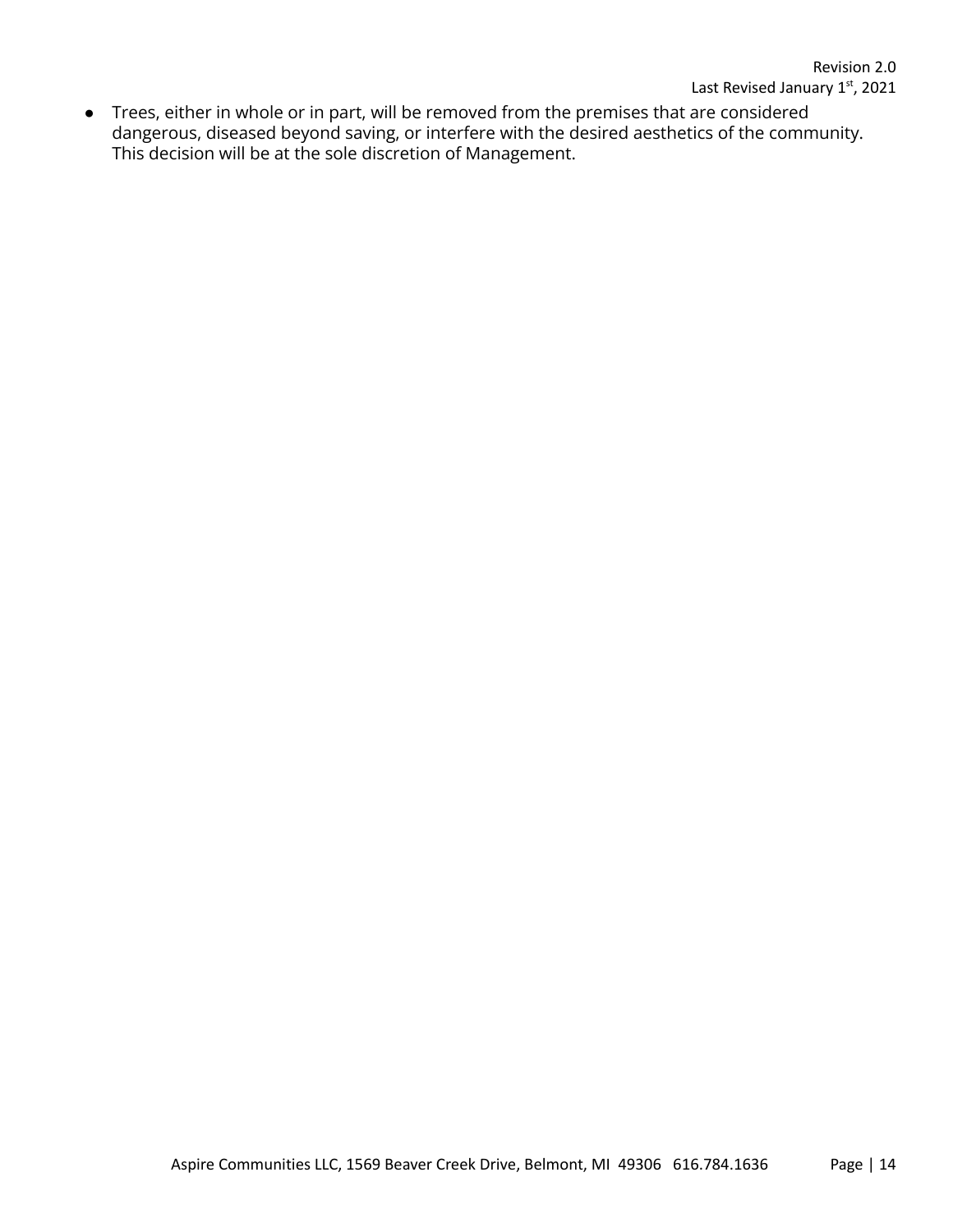- Trees, either in whole or in part, will be removed from the premises that are considered dangerous, diseased beyond saving, or interfere with the desired aesthetics of the community. This decision will be at the sole discretion of Management.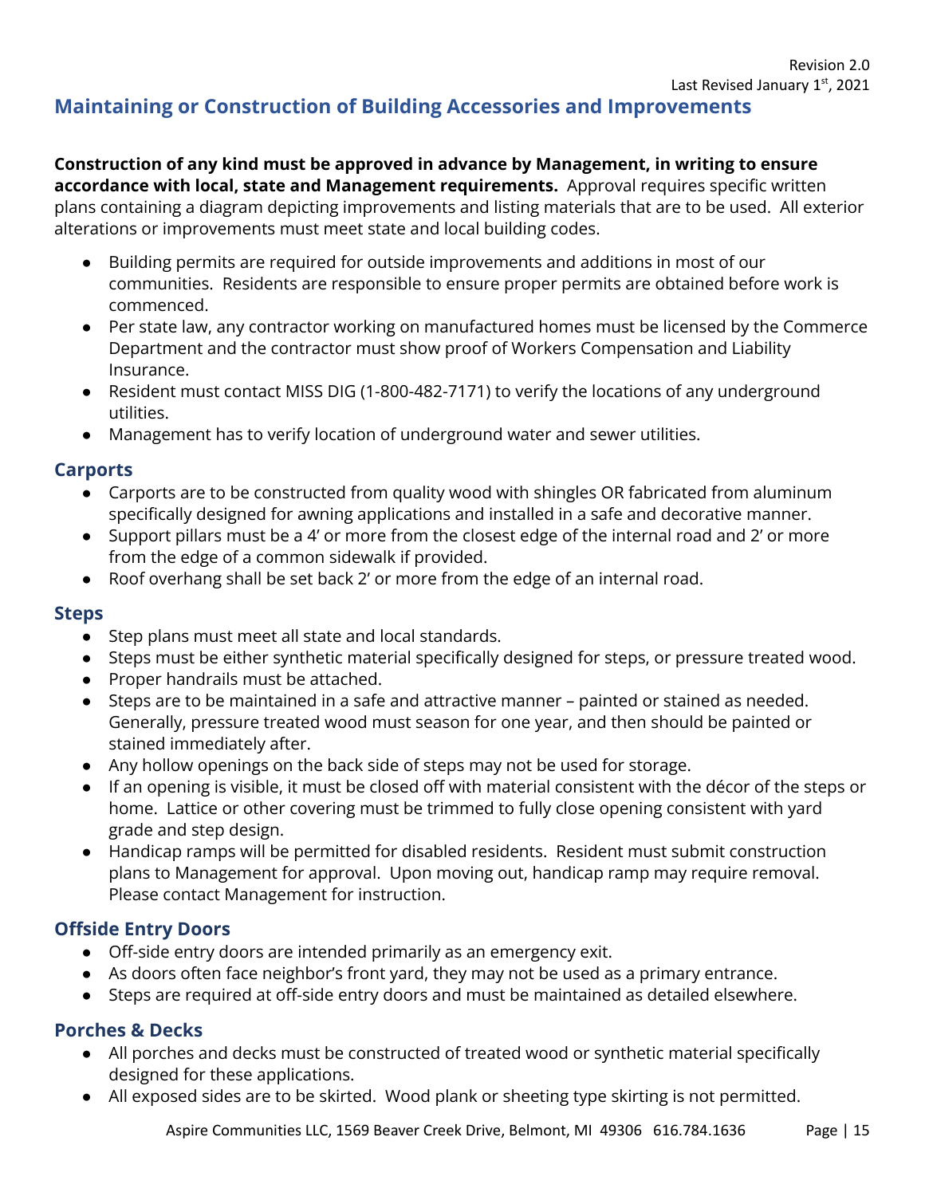## Maintaining or Construction of Building Accessories and Improvements

**Construction of any kind must be approved in advance by Management, in writing to ensure accordance with local, state and Management requirements.** Approval requires specific written plans containing a diagram depicting improvements and listing materials that are to be used. All exterior alterations or improvements must meet state and local building codes.

- Building permits are required for outside improvements and additions in most of our communities. Residents are responsible to ensure proper permits are obtained before work is commenced.
- Per state law, any contractor working on manufactured homes must be licensed by the Commerce Department and the contractor must show proof of Workers Compensation and Liability Insurance.
- Resident must contact MISS DIG (1-800-482-7171) to verify the locations of any underground utilities.
- Management has to verify location of underground water and sewer utilities.

### Carports

- Carports are to be constructed from quality wood with shingles OR fabricated from aluminum specifically designed for awning applications and installed in a safe and decorative manner.
- Support pillars must be a 4' or more from the closest edge of the internal road and 2' or more from the edge of a common sidewalk if provided.
- Roof overhang shall be set back 2' or more from the edge of an internal road.

### Steps

- Step plans must meet all state and local standards.
- Steps must be either synthetic material specifically designed for steps, or pressure treated wood.
- Proper handrails must be attached.
- Steps are to be maintained in a safe and attractive manner – painted or stained as needed. Generally, pressure treated wood must season for one year, and then should be painted or stained immediately after.
- Any hollow openings on the back side of steps may not be used for storage.
- If an opening is visible, it must be closed off with material consistent with the décor of the steps or home. Lattice or other covering must be trimmed to fully close opening consistent with yard grade and step design.
- Handicap ramps will be permitted for disabled residents. Resident must submit construction plans to Management for approval. Upon moving out, handicap ramp may require removal. Please contact Management for instruction.

### Offside Entry Doors

- Off-side entry doors are intended primarily as an emergency exit.
- As doors often face neighbor's front yard, they may not be used as a primary entrance.
- Steps are required at off-side entry doors and must be maintained as detailed elsewhere.

### Porches & Decks

- All porches and decks must be constructed of treated wood or synthetic material specifically designed for these applications.
- All exposed sides are to be skirted. Wood plank or sheeting type skirting is not permitted.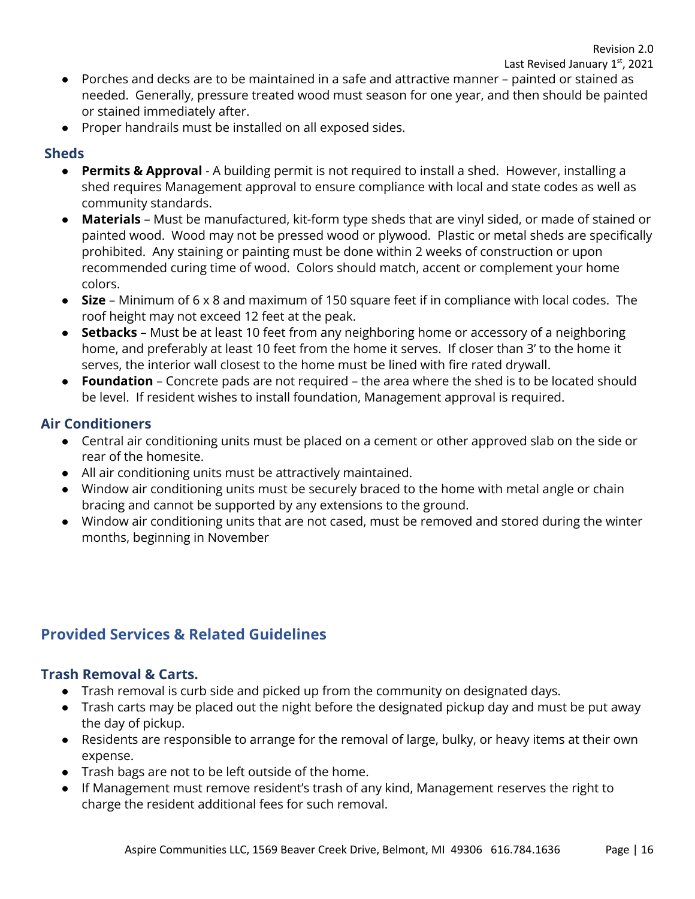- Porches and decks are to be maintained in a safe and attractive manner – painted or stained as needed. Generally, pressure treated wood must season for one year, and then should be painted or stained immediately after.
- Proper handrails must be installed on all exposed sides.

### Sheds

- **Permits & Approval** - A building permit is not required to install a shed. However, installing a shed requires Management approval to ensure compliance with local and state codes as well as community standards.
- **Materials** – Must be manufactured, kit-form type sheds that are vinyl sided, or made of stained or painted wood. Wood may not be pressed wood or plywood. Plastic or metal sheds are specifically prohibited. Any staining or painting must be done within 2 weeks of construction or upon recommended curing time of wood. Colors should match, accent or complement your home colors.
- **Size** – Minimum of 6 x 8 and maximum of 150 square feet if in compliance with local codes. The roof height may not exceed 12 feet at the peak.
- **Setbacks** – Must be at least 10 feet from any neighboring home or accessory of a neighboring home, and preferably at least 10 feet from the home it serves. If closer than 3' to the home it serves, the interior wall closest to the home must be lined with fire rated drywall.
- **Foundation** – Concrete pads are not required – the area where the shed is to be located should be level. If resident wishes to install foundation, Management approval is required.

### Air Conditioners

- Central air conditioning units must be placed on a cement or other approved slab on the side or rear of the homesite.
- All air conditioning units must be attractively maintained.
- Window air conditioning units must be securely braced to the home with metal angle or chain bracing and cannot be supported by any extensions to the ground.
- Window air conditioning units that are not cased, must be removed and stored during the winter months, beginning in November

## Provided Services & Related Guidelines

### Trash Removal & Carts.

- Trash removal is curb side and picked up from the community on designated days.
- Trash carts may be placed out the night before the designated pickup day and must be put away the day of pickup.
- Residents are responsible to arrange for the removal of large, bulky, or heavy items at their own expense.
- Trash bags are not to be left outside of the home.
- If Management must remove resident's trash of any kind, Management reserves the right to charge the resident additional fees for such removal.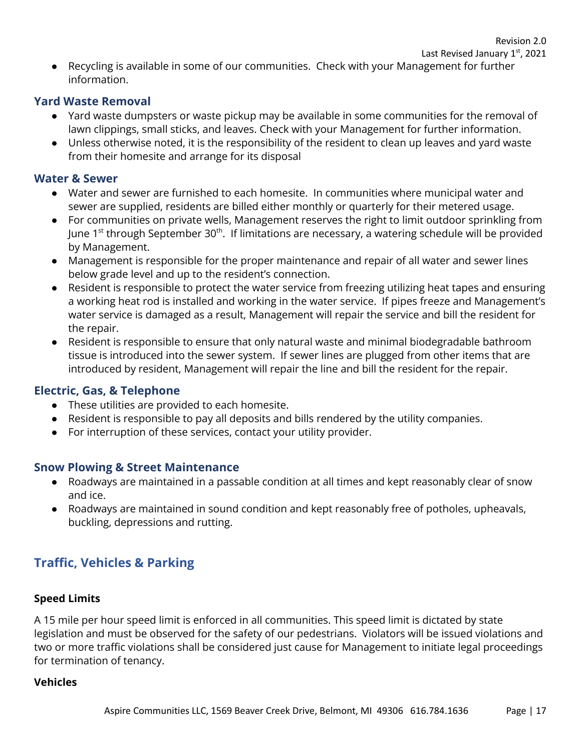- Recycling is available in some of our communities. Check with your Management for further information.

### Yard Waste Removal

- Yard waste dumpsters or waste pickup may be available in some communities for the removal of lawn clippings, small sticks, and leaves. Check with your Management for further information.
- Unless otherwise noted, it is the responsibility of the resident to clean up leaves and yard waste from their homesite and arrange for its disposal

### Water & Sewer

- Water and sewer are furnished to each homesite. In communities where municipal water and sewer are supplied, residents are billed either monthly or quarterly for their metered usage.
- For communities on private wells, Management reserves the right to limit outdoor sprinkling from June 1st through September 30th. If limitations are necessary, a watering schedule will be provided by Management.
- Management is responsible for the proper maintenance and repair of all water and sewer lines below grade level and up to the resident's connection.
- Resident is responsible to protect the water service from freezing utilizing heat tapes and ensuring a working heat rod is installed and working in the water service. If pipes freeze and Management's water service is damaged as a result, Management will repair the service and bill the resident for the repair.
- Resident is responsible to ensure that only natural waste and minimal biodegradable bathroom tissue is introduced into the sewer system. If sewer lines are plugged from other items that are introduced by resident, Management will repair the line and bill the resident for the repair.

### Electric, Gas, & Telephone

- These utilities are provided to each homesite.
- Resident is responsible to pay all deposits and bills rendered by the utility companies.
- For interruption of these services, contact your utility provider.

### Snow Plowing & Street Maintenance

- Roadways are maintained in a passable condition at all times and kept reasonably clear of snow and ice.
- Roadways are maintained in sound condition and kept reasonably free of potholes, upheavals, buckling, depressions and rutting.

## Traffic, Vehicles & Parking

**Speed Limits**

A 15 mile per hour speed limit is enforced in all communities. This speed limit is dictated by state legislation and must be observed for the safety of our pedestrians. Violators will be issued violations and two or more traffic violations shall be considered just cause for Management to initiate legal proceedings for termination of tenancy.

**Vehicles**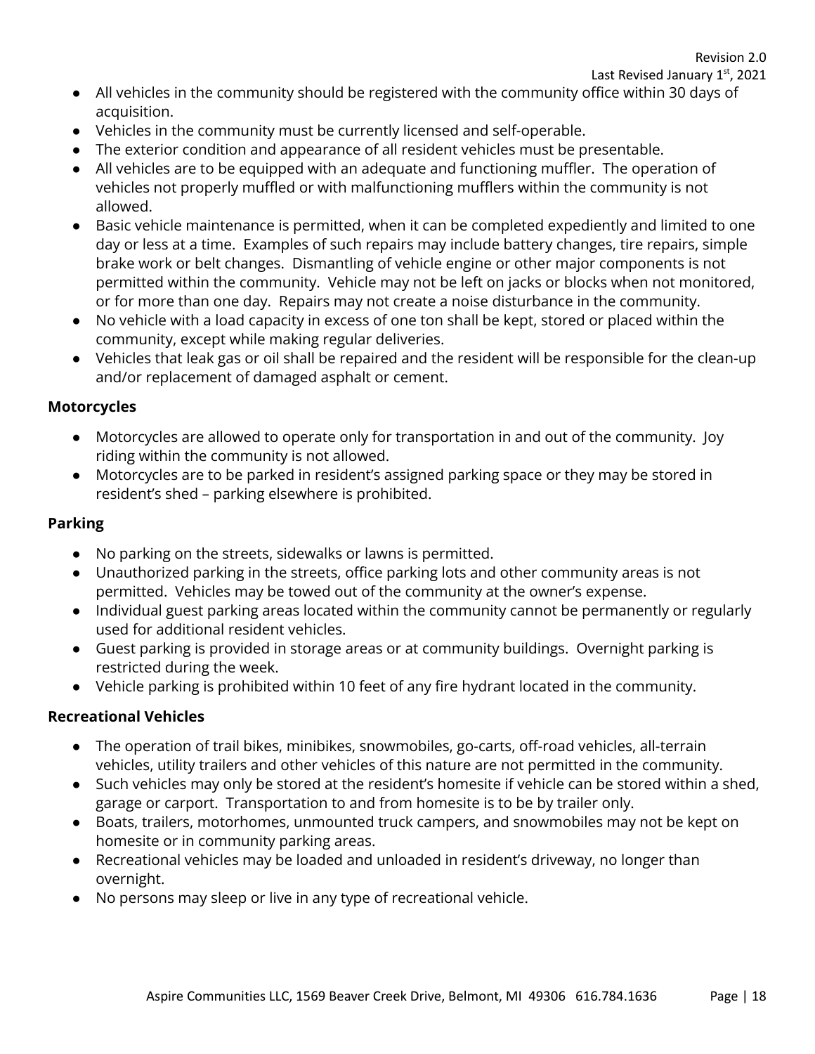- All vehicles in the community should be registered with the community office within 30 days of acquisition.
- Vehicles in the community must be currently licensed and self-operable.
- The exterior condition and appearance of all resident vehicles must be presentable.
- All vehicles are to be equipped with an adequate and functioning muffler. The operation of vehicles not properly muffled or with malfunctioning mufflers within the community is not allowed.
- Basic vehicle maintenance is permitted, when it can be completed expediently and limited to one day or less at a time. Examples of such repairs may include battery changes, tire repairs, simple brake work or belt changes. Dismantling of vehicle engine or other major components is not permitted within the community. Vehicle may not be left on jacks or blocks when not monitored, or for more than one day. Repairs may not create a noise disturbance in the community.
- No vehicle with a load capacity in excess of one ton shall be kept, stored or placed within the community, except while making regular deliveries.
- Vehicles that leak gas or oil shall be repaired and the resident will be responsible for the clean-up and/or replacement of damaged asphalt or cement.

### Motorcycles

- Motorcycles are allowed to operate only for transportation in and out of the community. Joy riding within the community is not allowed.
- Motorcycles are to be parked in resident's assigned parking space or they may be stored in resident's shed – parking elsewhere is prohibited.

### Parking

- No parking on the streets, sidewalks or lawns is permitted.
- Unauthorized parking in the streets, office parking lots and other community areas is not permitted. Vehicles may be towed out of the community at the owner's expense.
- Individual guest parking areas located within the community cannot be permanently or regularly used for additional resident vehicles.
- Guest parking is provided in storage areas or at community buildings. Overnight parking is restricted during the week.
- Vehicle parking is prohibited within 10 feet of any fire hydrant located in the community.

### Recreational Vehicles

- The operation of trail bikes, minibikes, snowmobiles, go-carts, off-road vehicles, all-terrain vehicles, utility trailers and other vehicles of this nature are not permitted in the community.
- Such vehicles may only be stored at the resident's homesite if vehicle can be stored within a shed, garage or carport. Transportation to and from homesite is to be by trailer only.
- Boats, trailers, motorhomes, unmounted truck campers, and snowmobiles may not be kept on homesite or in community parking areas.
- Recreational vehicles may be loaded and unloaded in resident's driveway, no longer than overnight.
- No persons may sleep or live in any type of recreational vehicle.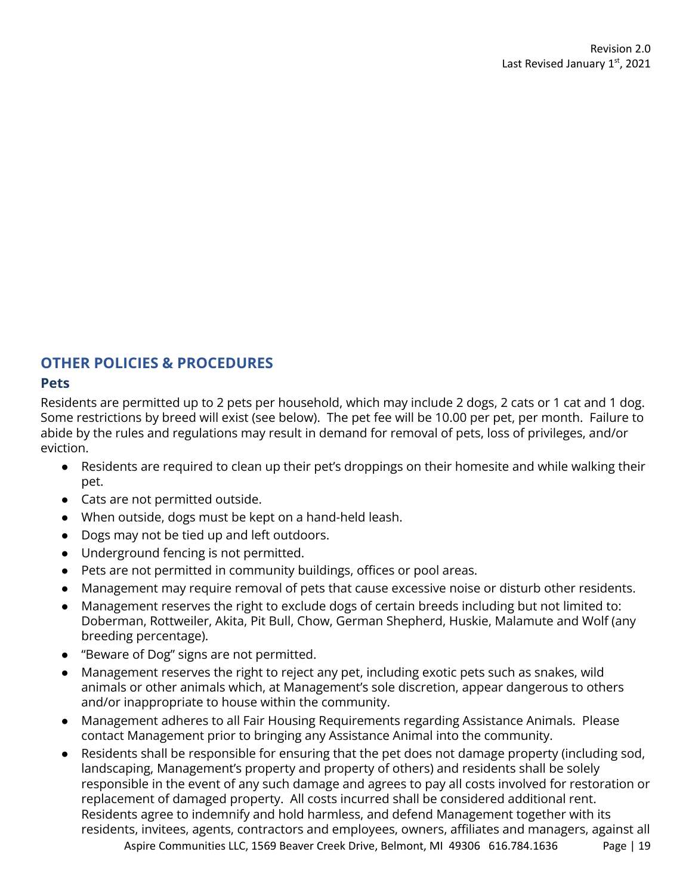## OTHER POLICIES & PROCEDURES

### Pets

Residents are permitted up to 2 pets per household, which may include 2 dogs, 2 cats or 1 cat and 1 dog. Some restrictions by breed will exist (see below). The pet fee will be 10.00 per pet, per month. Failure to abide by the rules and regulations may result in demand for removal of pets, loss of privileges, and/or eviction.

- Residents are required to clean up their pet's droppings on their homesite and while walking their pet.
- Cats are not permitted outside.
- When outside, dogs must be kept on a hand-held leash.
- Dogs may not be tied up and left outdoors.
- Underground fencing is not permitted.
- Pets are not permitted in community buildings, offices or pool areas.
- Management may require removal of pets that cause excessive noise or disturb other residents.
- Management reserves the right to exclude dogs of certain breeds including but not limited to: Doberman, Rottweiler, Akita, Pit Bull, Chow, German Shepherd, Huskie, Malamute and Wolf (any breeding percentage).
- "Beware of Dog" signs are not permitted.
- Management reserves the right to reject any pet, including exotic pets such as snakes, wild animals or other animals which, at Management's sole discretion, appear dangerous to others and/or inappropriate to house within the community.
- Management adheres to all Fair Housing Requirements regarding Assistance Animals. Please contact Management prior to bringing any Assistance Animal into the community.
- Residents shall be responsible for ensuring that the pet does not damage property (including sod, landscaping, Management's property and property of others) and residents shall be solely responsible in the event of any such damage and agrees to pay all costs involved for restoration or replacement of damaged property. All costs incurred shall be considered additional rent. Residents agree to indemnify and hold harmless, and defend Management together with its residents, invitees, agents, contractors and employees, owners, affiliates and managers, against all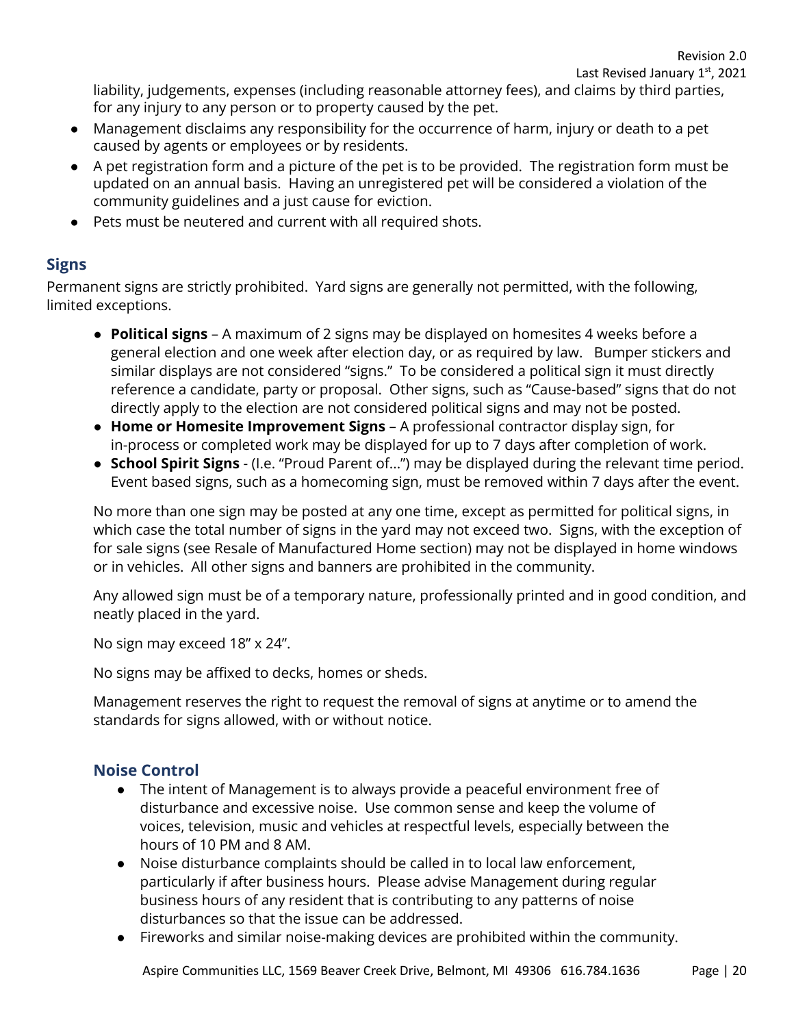liability, judgements, expenses (including reasonable attorney fees), and claims by third parties, for any injury to any person or to property caused by the pet.

- Management disclaims any responsibility for the occurrence of harm, injury or death to a pet caused by agents or employees or by residents.
- A pet registration form and a picture of the pet is to be provided. The registration form must be updated on an annual basis. Having an unregistered pet will be considered a violation of the community guidelines and a just cause for eviction.
- Pets must be neutered and current with all required shots.

## Signs

Permanent signs are strictly prohibited. Yard signs are generally not permitted, with the following, limited exceptions.

- **Political signs** – A maximum of 2 signs may be displayed on homesites 4 weeks before a general election and one week after election day, or as required by law. Bumper stickers and similar displays are not considered "signs." To be considered a political sign it must directly reference a candidate, party or proposal. Other signs, such as "Cause-based" signs that do not directly apply to the election are not considered political signs and may not be posted.
- **Home or Homesite Improvement Signs** – A professional contractor display sign, for in-process or completed work may be displayed for up to 7 days after completion of work.
- **School Spirit Signs** - (I.e. "Proud Parent of…") may be displayed during the relevant time period. Event based signs, such as a homecoming sign, must be removed within 7 days after the event.

No more than one sign may be posted at any one time, except as permitted for political signs, in which case the total number of signs in the yard may not exceed two. Signs, with the exception of for sale signs (see Resale of Manufactured Home section) may not be displayed in home windows or in vehicles. All other signs and banners are prohibited in the community.

Any allowed sign must be of a temporary nature, professionally printed and in good condition, and neatly placed in the yard.

No sign may exceed 18" x 24".

No signs may be affixed to decks, homes or sheds.

Management reserves the right to request the removal of signs at anytime or to amend the standards for signs allowed, with or without notice.

### Noise Control

- The intent of Management is to always provide a peaceful environment free of disturbance and excessive noise. Use common sense and keep the volume of voices, television, music and vehicles at respectful levels, especially between the hours of 10 PM and 8 AM.
- Noise disturbance complaints should be called in to local law enforcement, particularly if after business hours. Please advise Management during regular business hours of any resident that is contributing to any patterns of noise disturbances so that the issue can be addressed.
- Fireworks and similar noise-making devices are prohibited within the community.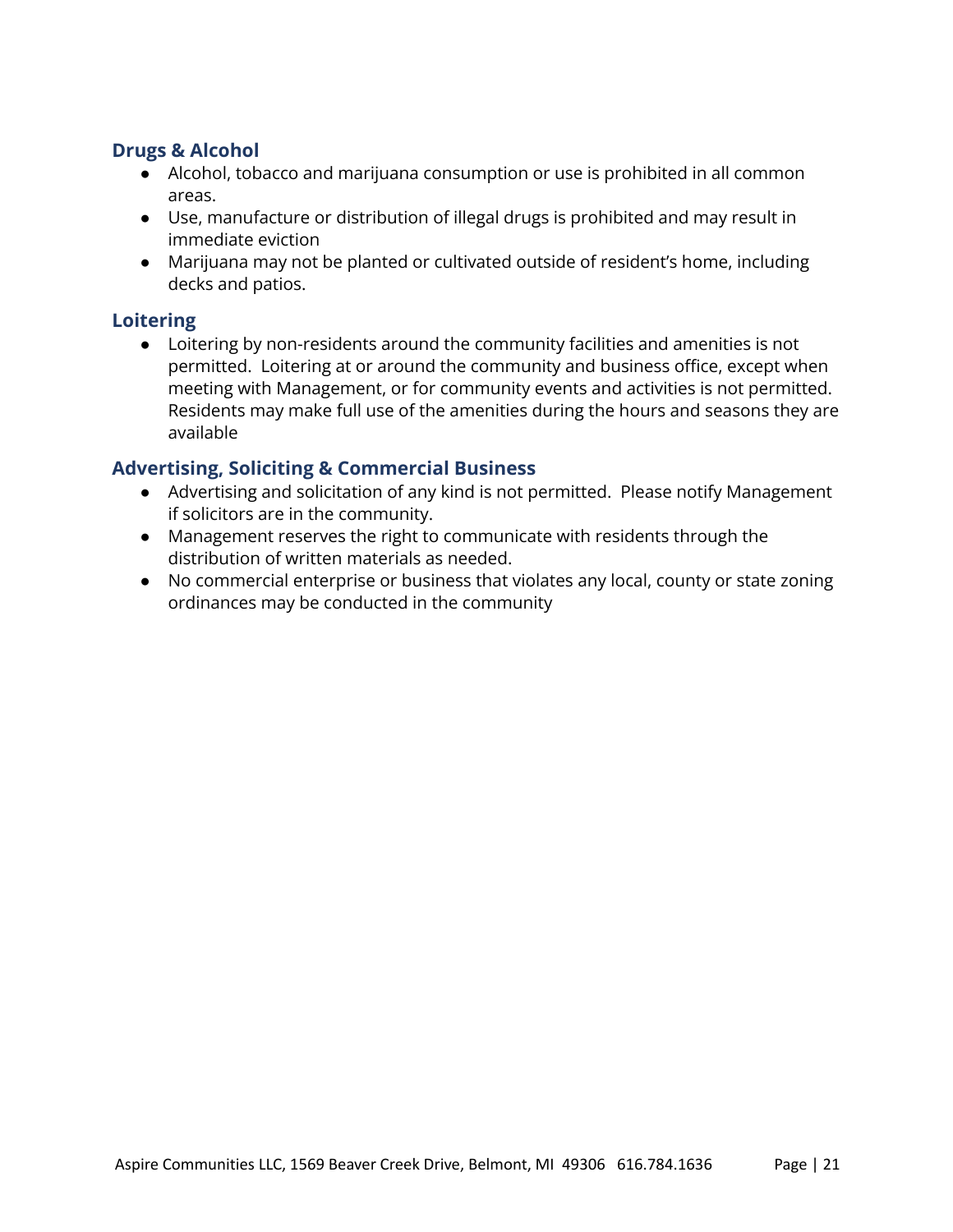### Drugs & Alcohol

- Alcohol, tobacco and marijuana consumption or use is prohibited in all common areas.
- Use, manufacture or distribution of illegal drugs is prohibited and may result in immediate eviction
- Marijuana may not be planted or cultivated outside of resident's home, including decks and patios.

### Loitering

- Loitering by non-residents around the community facilities and amenities is not permitted. Loitering at or around the community and business office, except when meeting with Management, or for community events and activities is not permitted. Residents may make full use of the amenities during the hours and seasons they are available

### Advertising, Soliciting & Commercial Business

- Advertising and solicitation of any kind is not permitted. Please notify Management if solicitors are in the community.
- Management reserves the right to communicate with residents through the distribution of written materials as needed.
- No commercial enterprise or business that violates any local, county or state zoning ordinances may be conducted in the community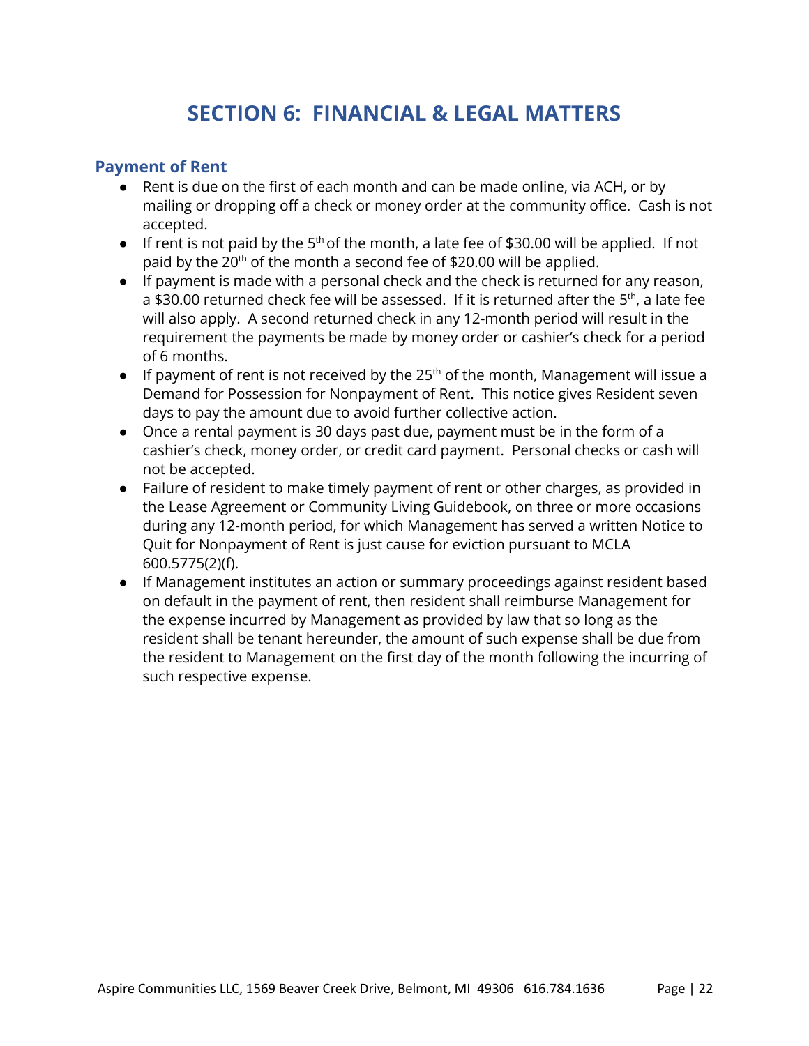# SECTION 6: FINANCIAL & LEGAL MATTERS

## Payment of Rent

- Rent is due on the first of each month and can be made online, via ACH, or by mailing or dropping off a check or money order at the community office. Cash is not accepted.
- If rent is not paid by the 5th of the month, a late fee of $30.00 will be applied. If not paid by the 20th of the month a second fee of $20.00 will be applied.
- If payment is made with a personal check and the check is returned for any reason, a $30.00 returned check fee will be assessed. If it is returned after the 5th, a late fee will also apply. A second returned check in any 12-month period will result in the requirement the payments be made by money order or cashier's check for a period of 6 months.
- If payment of rent is not received by the 25th of the month, Management will issue a Demand for Possession for Nonpayment of Rent. This notice gives Resident seven days to pay the amount due to avoid further collective action.
- Once a rental payment is 30 days past due, payment must be in the form of a cashier's check, money order, or credit card payment. Personal checks or cash will not be accepted.
- Failure of resident to make timely payment of rent or other charges, as provided in the Lease Agreement or Community Living Guidebook, on three or more occasions during any 12-month period, for which Management has served a written Notice to Quit for Nonpayment of Rent is just cause for eviction pursuant to MCLA 600.5775(2)(f).
- If Management institutes an action or summary proceedings against resident based on default in the payment of rent, then resident shall reimburse Management for the expense incurred by Management as provided by law that so long as the resident shall be tenant hereunder, the amount of such expense shall be due from the resident to Management on the first day of the month following the incurring of such respective expense.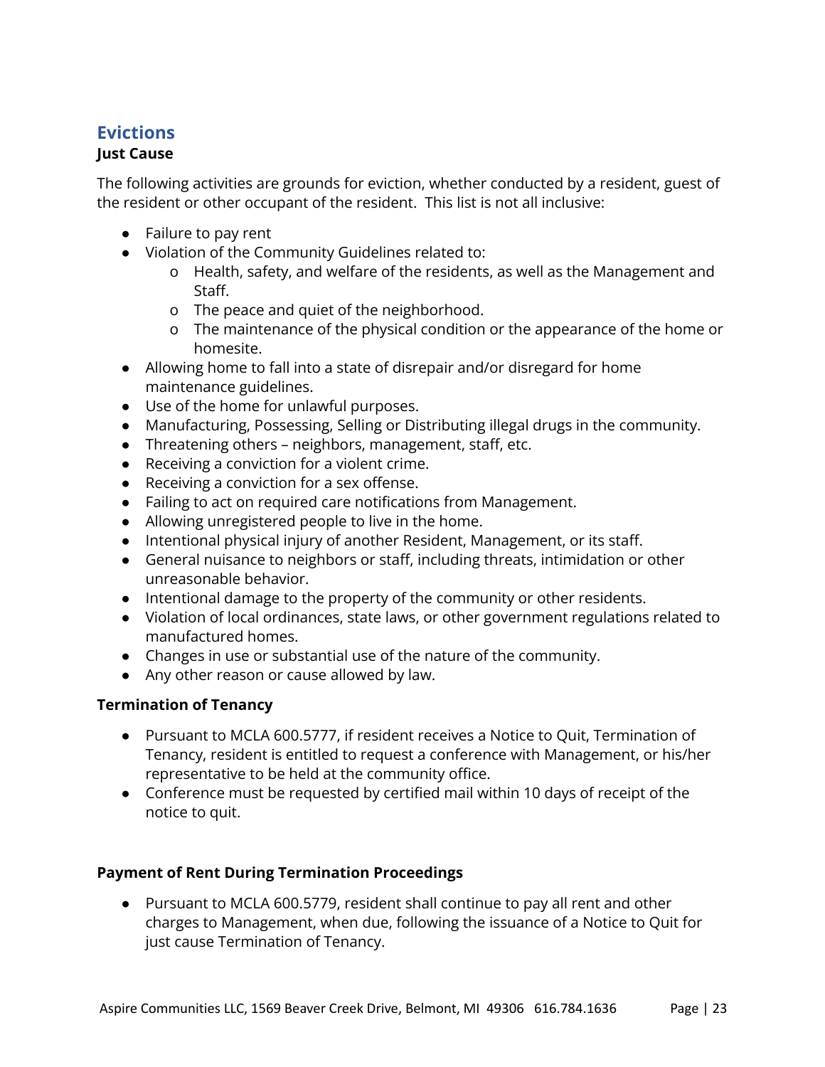## Evictions

### Just Cause

The following activities are grounds for eviction, whether conducted by a resident, guest of the resident or other occupant of the resident. This list is not all inclusive:

- Failure to pay rent
- Violation of the Community Guidelines related to:
    - Health, safety, and welfare of the residents, as well as the Management and Staff.
    - The peace and quiet of the neighborhood.
    - The maintenance of the physical condition or the appearance of the home or homesite.
- Allowing home to fall into a state of disrepair and/or disregard for home maintenance guidelines.
- Use of the home for unlawful purposes.
- Manufacturing, Possessing, Selling or Distributing illegal drugs in the community.
- Threatening others – neighbors, management, staff, etc.
- Receiving a conviction for a violent crime.
- Receiving a conviction for a sex offense.
- Failing to act on required care notifications from Management.
- Allowing unregistered people to live in the home.
- Intentional physical injury of another Resident, Management, or its staff.
- General nuisance to neighbors or staff, including threats, intimidation or other unreasonable behavior.
- Intentional damage to the property of the community or other residents.
- Violation of local ordinances, state laws, or other government regulations related to manufactured homes.
- Changes in use or substantial use of the nature of the community.
- Any other reason or cause allowed by law.

### Termination of Tenancy

- Pursuant to MCLA 600.5777, if resident receives a Notice to Quit, Termination of Tenancy, resident is entitled to request a conference with Management, or his/her representative to be held at the community office.
- Conference must be requested by certified mail within 10 days of receipt of the notice to quit.

### Payment of Rent During Termination Proceedings

- Pursuant to MCLA 600.5779, resident shall continue to pay all rent and other charges to Management, when due, following the issuance of a Notice to Quit for just cause Termination of Tenancy.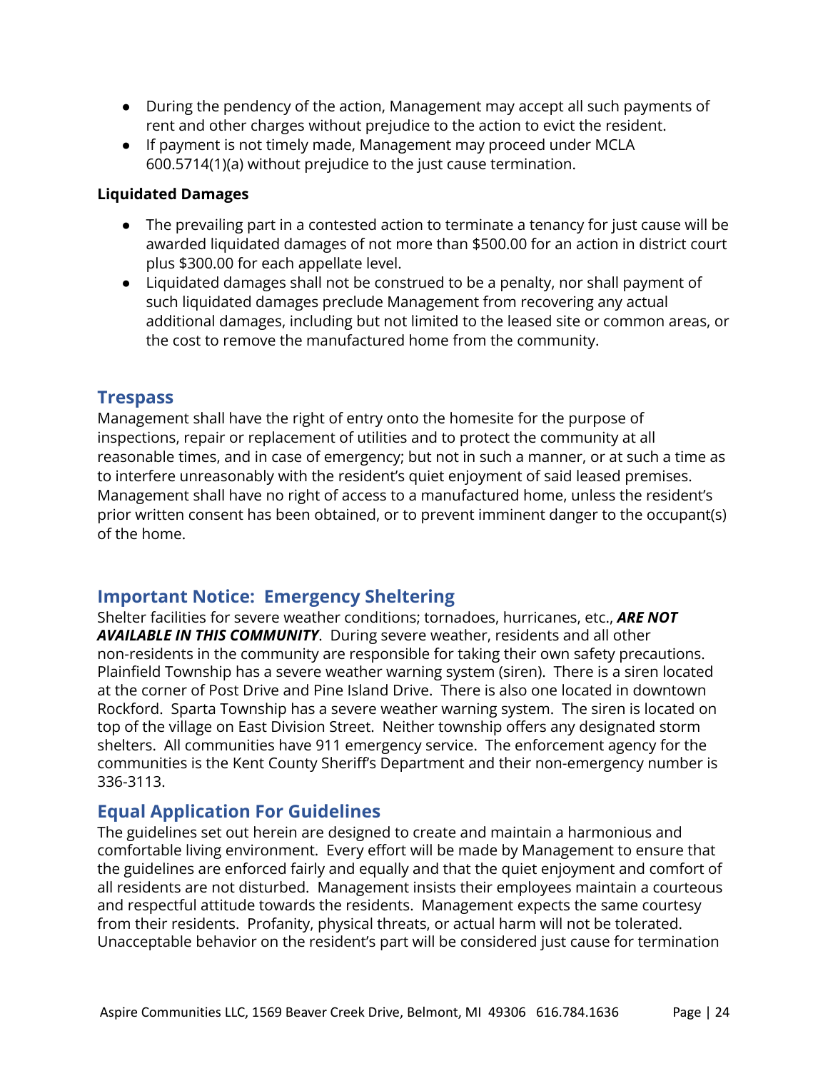- During the pendency of the action, Management may accept all such payments of rent and other charges without prejudice to the action to evict the resident.
- If payment is not timely made, Management may proceed under MCLA 600.5714(1)(a) without prejudice to the just cause termination.

**Liquidated Damages**

- The prevailing part in a contested action to terminate a tenancy for just cause will be awarded liquidated damages of not more than $500.00 for an action in district court plus $300.00 for each appellate level.
- Liquidated damages shall not be construed to be a penalty, nor shall payment of such liquidated damages preclude Management from recovering any actual additional damages, including but not limited to the leased site or common areas, or the cost to remove the manufactured home from the community.

## Trespass

Management shall have the right of entry onto the homesite for the purpose of inspections, repair or replacement of utilities and to protect the community at all reasonable times, and in case of emergency; but not in such a manner, or at such a time as to interfere unreasonably with the resident's quiet enjoyment of said leased premises. Management shall have no right of access to a manufactured home, unless the resident's prior written consent has been obtained, or to prevent imminent danger to the occupant(s) of the home.

## Important Notice: Emergency Sheltering

Shelter facilities for severe weather conditions; tornadoes, hurricanes, etc., ***ARE NOT AVAILABLE IN THIS COMMUNITY***. During severe weather, residents and all other non-residents in the community are responsible for taking their own safety precautions. Plainfield Township has a severe weather warning system (siren). There is a siren located at the corner of Post Drive and Pine Island Drive. There is also one located in downtown Rockford. Sparta Township has a severe weather warning system. The siren is located on top of the village on East Division Street. Neither township offers any designated storm shelters. All communities have 911 emergency service. The enforcement agency for the communities is the Kent County Sheriff's Department and their non-emergency number is 336-3113.

## Equal Application For Guidelines

The guidelines set out herein are designed to create and maintain a harmonious and comfortable living environment. Every effort will be made by Management to ensure that the guidelines are enforced fairly and equally and that the quiet enjoyment and comfort of all residents are not disturbed. Management insists their employees maintain a courteous and respectful attitude towards the residents. Management expects the same courtesy from their residents. Profanity, physical threats, or actual harm will not be tolerated. Unacceptable behavior on the resident's part will be considered just cause for termination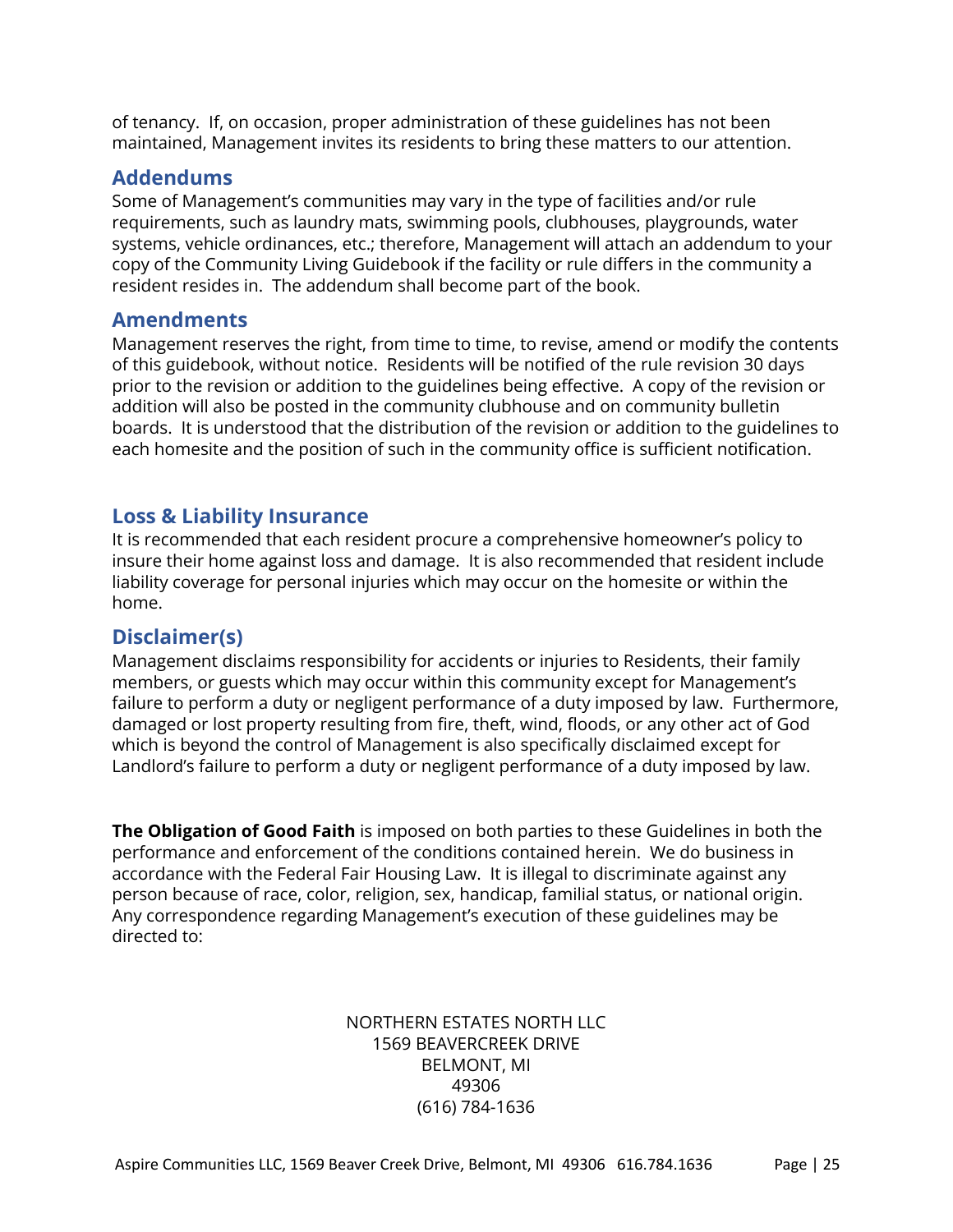of tenancy. If, on occasion, proper administration of these guidelines has not been maintained, Management invites its residents to bring these matters to our attention.

## Addendums

Some of Management's communities may vary in the type of facilities and/or rule requirements, such as laundry mats, swimming pools, clubhouses, playgrounds, water systems, vehicle ordinances, etc.; therefore, Management will attach an addendum to your copy of the Community Living Guidebook if the facility or rule differs in the community a resident resides in. The addendum shall become part of the book.

## Amendments

Management reserves the right, from time to time, to revise, amend or modify the contents of this guidebook, without notice. Residents will be notified of the rule revision 30 days prior to the revision or addition to the guidelines being effective. A copy of the revision or addition will also be posted in the community clubhouse and on community bulletin boards. It is understood that the distribution of the revision or addition to the guidelines to each homesite and the position of such in the community office is sufficient notification.

## Loss & Liability Insurance

It is recommended that each resident procure a comprehensive homeowner's policy to insure their home against loss and damage. It is also recommended that resident include liability coverage for personal injuries which may occur on the homesite or within the home.

## Disclaimer(s)

Management disclaims responsibility for accidents or injuries to Residents, their family members, or guests which may occur within this community except for Management's failure to perform a duty or negligent performance of a duty imposed by law. Furthermore, damaged or lost property resulting from fire, theft, wind, floods, or any other act of God which is beyond the control of Management is also specifically disclaimed except for Landlord's failure to perform a duty or negligent performance of a duty imposed by law.

**The Obligation of Good Faith** is imposed on both parties to these Guidelines in both the performance and enforcement of the conditions contained herein. We do business in accordance with the Federal Fair Housing Law. It is illegal to discriminate against any person because of race, color, religion, sex, handicap, familial status, or national origin. Any correspondence regarding Management's execution of these guidelines may be directed to:

NORTHERN ESTATES NORTH LLC
1569 BEAVERCREEK DRIVE
BELMONT, MI
49306
(616) 784-1636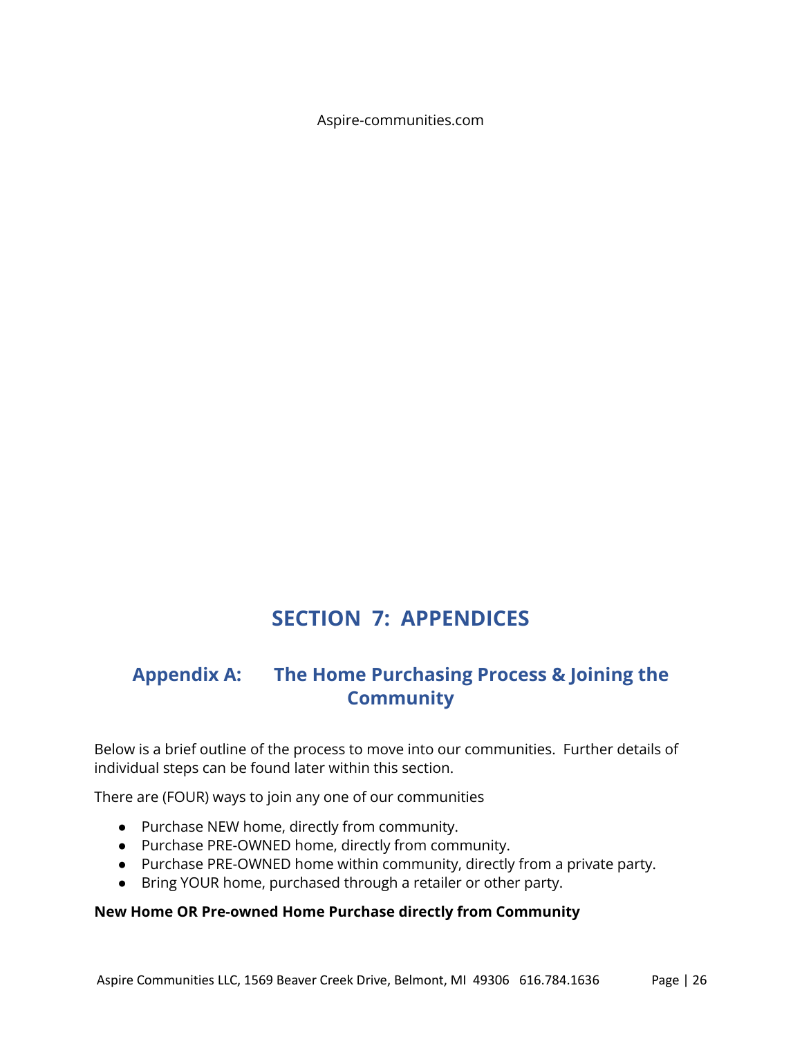Aspire-communities.com

# SECTION 7: APPENDICES

## Appendix A: The Home Purchasing Process & Joining the Community

Below is a brief outline of the process to move into our communities. Further details of individual steps can be found later within this section.

There are (FOUR) ways to join any one of our communities

- Purchase NEW home, directly from community.
- Purchase PRE-OWNED home, directly from community.
- Purchase PRE-OWNED home within community, directly from a private party.
- Bring YOUR home, purchased through a retailer or other party.

**New Home OR Pre-owned Home Purchase directly from Community**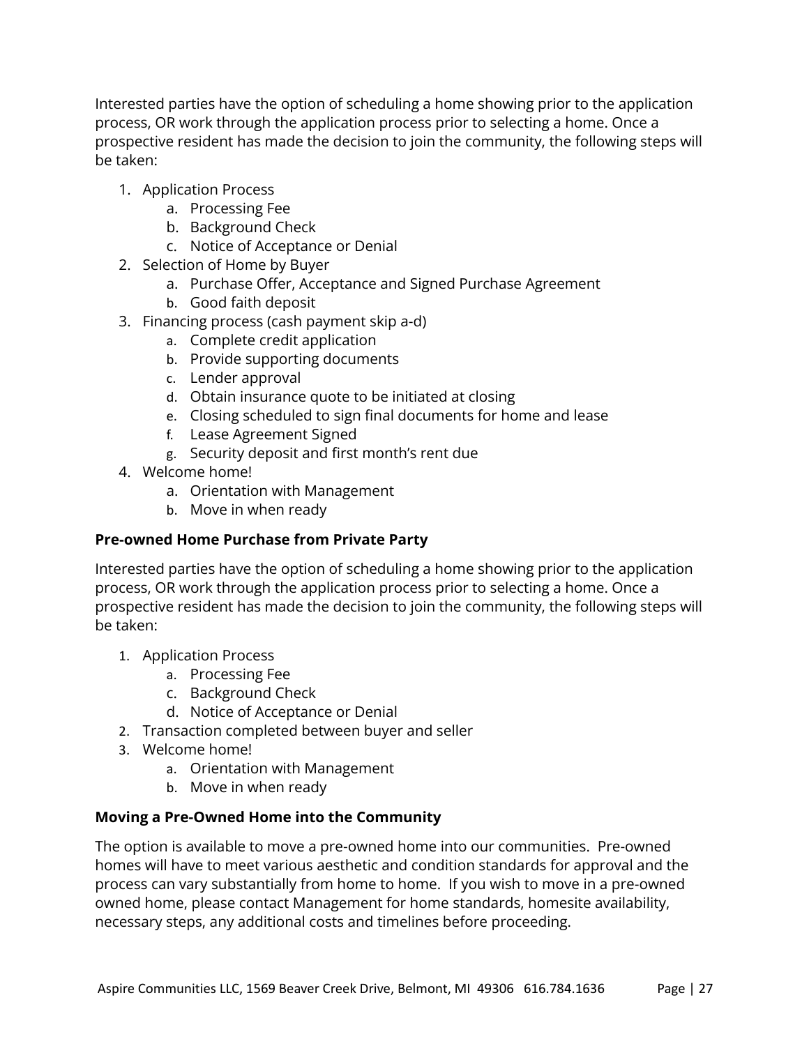Interested parties have the option of scheduling a home showing prior to the application process, OR work through the application process prior to selecting a home. Once a prospective resident has made the decision to join the community, the following steps will be taken:

1. Application Process
    a. Processing Fee
    b. Background Check
    c. Notice of Acceptance or Denial
2. Selection of Home by Buyer
    a. Purchase Offer, Acceptance and Signed Purchase Agreement
    b. Good faith deposit
3. Financing process (cash payment skip a-d)
    a. Complete credit application
    b. Provide supporting documents
    c. Lender approval
    d. Obtain insurance quote to be initiated at closing
    e. Closing scheduled to sign final documents for home and lease
    f. Lease Agreement Signed
    g. Security deposit and first month's rent due
4. Welcome home!
    a. Orientation with Management
    b. Move in when ready

**Pre-owned Home Purchase from Private Party**

Interested parties have the option of scheduling a home showing prior to the application process, OR work through the application process prior to selecting a home. Once a prospective resident has made the decision to join the community, the following steps will be taken:

1. Application Process
    a. Processing Fee
    c. Background Check
    d. Notice of Acceptance or Denial
2. Transaction completed between buyer and seller
3. Welcome home!
    a. Orientation with Management
    b. Move in when ready

**Moving a Pre-Owned Home into the Community**

The option is available to move a pre-owned home into our communities. Pre-owned homes will have to meet various aesthetic and condition standards for approval and the process can vary substantially from home to home. If you wish to move in a pre-owned owned home, please contact Management for home standards, homesite availability, necessary steps, any additional costs and timelines before proceeding.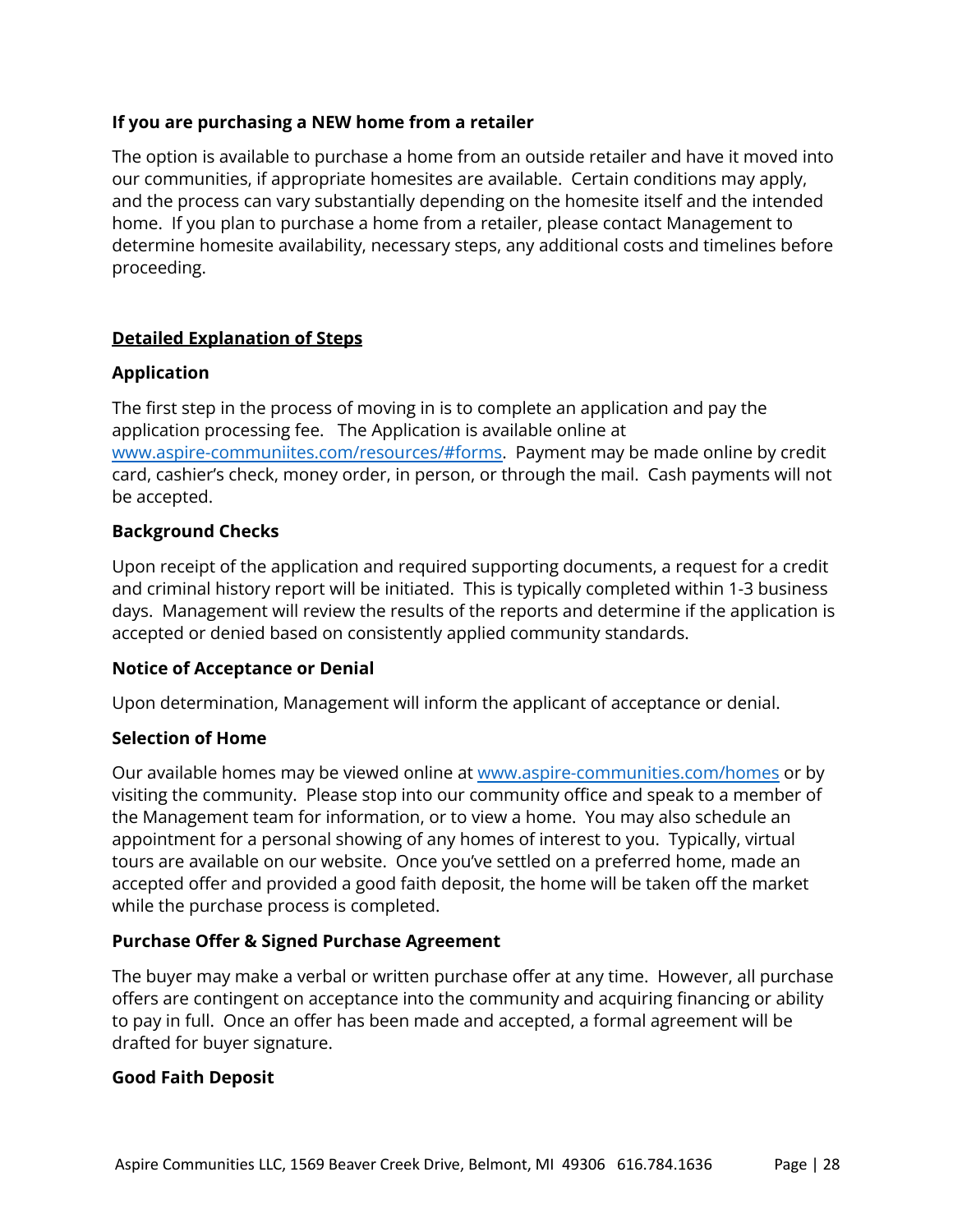**If you are purchasing a NEW home from a retailer**

The option is available to purchase a home from an outside retailer and have it moved into our communities, if appropriate homesites are available. Certain conditions may apply, and the process can vary substantially depending on the homesite itself and the intended home. If you plan to purchase a home from a retailer, please contact Management to determine homesite availability, necessary steps, any additional costs and timelines before proceeding.

## Detailed Explanation of Steps

**Application**

The first step in the process of moving in is to complete an application and pay the application processing fee. The Application is available online at [www.aspire-communiites.com/resources/#forms](www.aspire-communiites.com/resources/#forms). Payment may be made online by credit card, cashier's check, money order, in person, or through the mail. Cash payments will not be accepted.

**Background Checks**

Upon receipt of the application and required supporting documents, a request for a credit and criminal history report will be initiated. This is typically completed within 1-3 business days. Management will review the results of the reports and determine if the application is accepted or denied based on consistently applied community standards.

**Notice of Acceptance or Denial**

Upon determination, Management will inform the applicant of acceptance or denial.

**Selection of Home**

Our available homes may be viewed online at [www.aspire-communities.com/homes](www.aspire-communities.com/homes) or by visiting the community. Please stop into our community office and speak to a member of the Management team for information, or to view a home. You may also schedule an appointment for a personal showing of any homes of interest to you. Typically, virtual tours are available on our website. Once you've settled on a preferred home, made an accepted offer and provided a good faith deposit, the home will be taken off the market while the purchase process is completed.

**Purchase Offer & Signed Purchase Agreement**

The buyer may make a verbal or written purchase offer at any time. However, all purchase offers are contingent on acceptance into the community and acquiring financing or ability to pay in full. Once an offer has been made and accepted, a formal agreement will be drafted for buyer signature.

**Good Faith Deposit**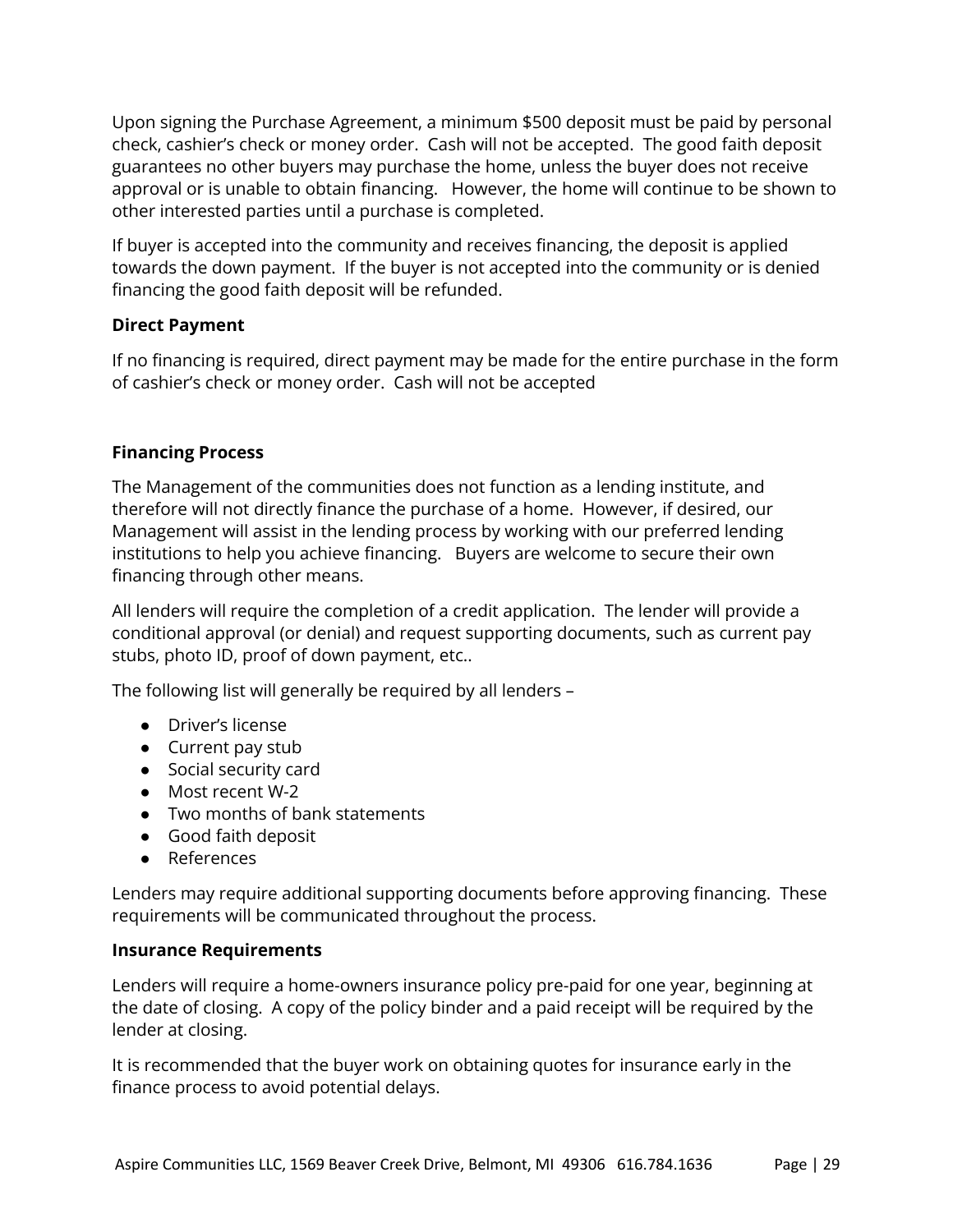Upon signing the Purchase Agreement, a minimum $500 deposit must be paid by personal check, cashier's check or money order. Cash will not be accepted. The good faith deposit guarantees no other buyers may purchase the home, unless the buyer does not receive approval or is unable to obtain financing. However, the home will continue to be shown to other interested parties until a purchase is completed.

If buyer is accepted into the community and receives financing, the deposit is applied towards the down payment. If the buyer is not accepted into the community or is denied financing the good faith deposit will be refunded.

**Direct Payment**

If no financing is required, direct payment may be made for the entire purchase in the form of cashier's check or money order. Cash will not be accepted

**Financing Process**

The Management of the communities does not function as a lending institute, and therefore will not directly finance the purchase of a home. However, if desired, our Management will assist in the lending process by working with our preferred lending institutions to help you achieve financing. Buyers are welcome to secure their own financing through other means.

All lenders will require the completion of a credit application. The lender will provide a conditional approval (or denial) and request supporting documents, such as current pay stubs, photo ID, proof of down payment, etc..

The following list will generally be required by all lenders –

- Driver's license
- Current pay stub
- Social security card
- Most recent W-2
- Two months of bank statements
- Good faith deposit
- References

Lenders may require additional supporting documents before approving financing. These requirements will be communicated throughout the process.

**Insurance Requirements**

Lenders will require a home-owners insurance policy pre-paid for one year, beginning at the date of closing. A copy of the policy binder and a paid receipt will be required by the lender at closing.

It is recommended that the buyer work on obtaining quotes for insurance early in the finance process to avoid potential delays.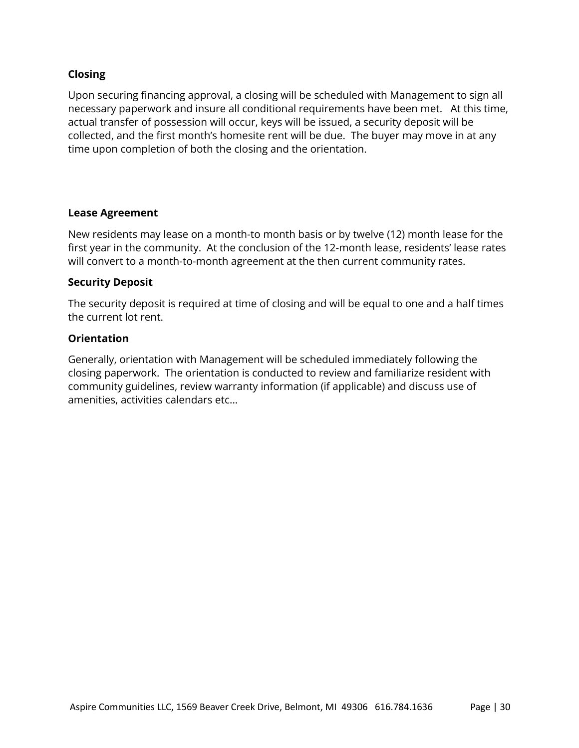### Closing

Upon securing financing approval, a closing will be scheduled with Management to sign all necessary paperwork and insure all conditional requirements have been met. At this time, actual transfer of possession will occur, keys will be issued, a security deposit will be collected, and the first month's homesite rent will be due. The buyer may move in at any time upon completion of both the closing and the orientation.

### Lease Agreement

New residents may lease on a month-to month basis or by twelve (12) month lease for the first year in the community. At the conclusion of the 12-month lease, residents' lease rates will convert to a month-to-month agreement at the then current community rates.

### Security Deposit

The security deposit is required at time of closing and will be equal to one and a half times the current lot rent.

### Orientation

Generally, orientation with Management will be scheduled immediately following the closing paperwork. The orientation is conducted to review and familiarize resident with community guidelines, review warranty information (if applicable) and discuss use of amenities, activities calendars etc…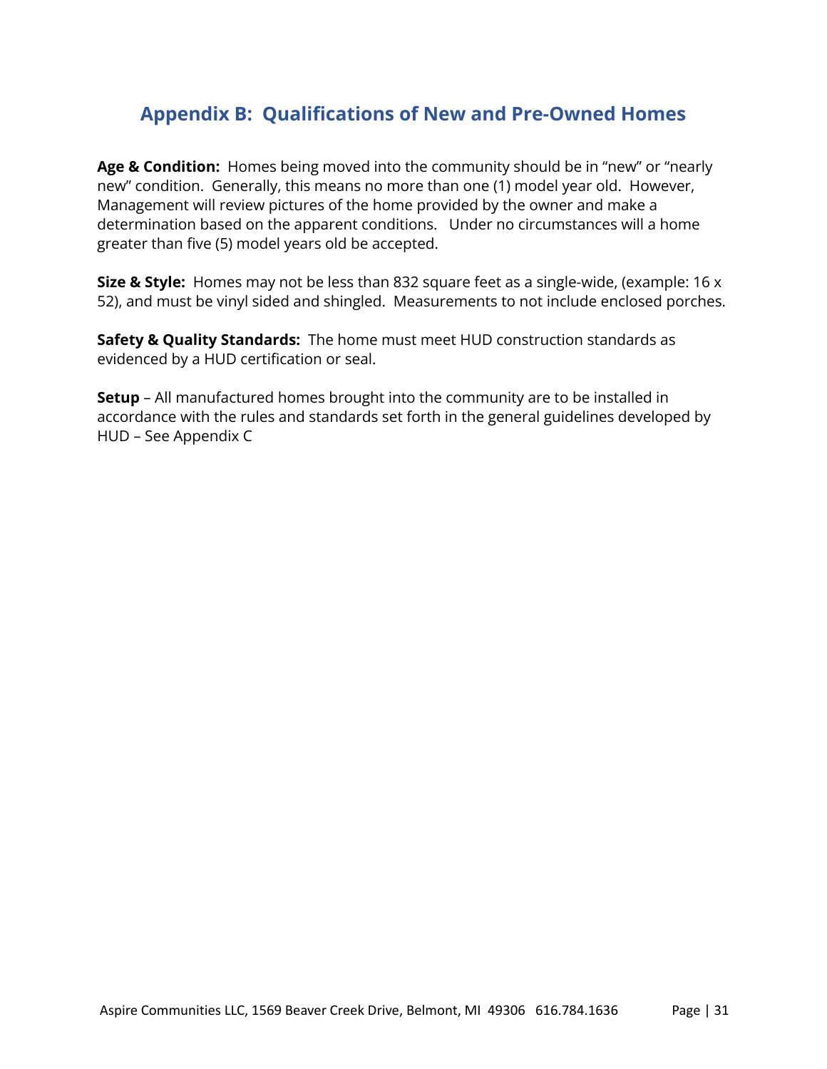## Appendix B:  Qualifications of New and Pre-Owned Homes

**Age & Condition:** Homes being moved into the community should be in "new" or "nearly new" condition.  Generally, this means no more than one (1) model year old.  However, Management will review pictures of the home provided by the owner and make a determination based on the apparent conditions.   Under no circumstances will a home greater than five (5) model years old be accepted.

**Size & Style:** Homes may not be less than 832 square feet as a single-wide, (example: 16 x 52), and must be vinyl sided and shingled.  Measurements to not include enclosed porches.

**Safety & Quality Standards:** The home must meet HUD construction standards as evidenced by a HUD certification or seal.

**Setup** – All manufactured homes brought into the community are to be installed in accordance with the rules and standards set forth in the general guidelines developed by HUD – See Appendix C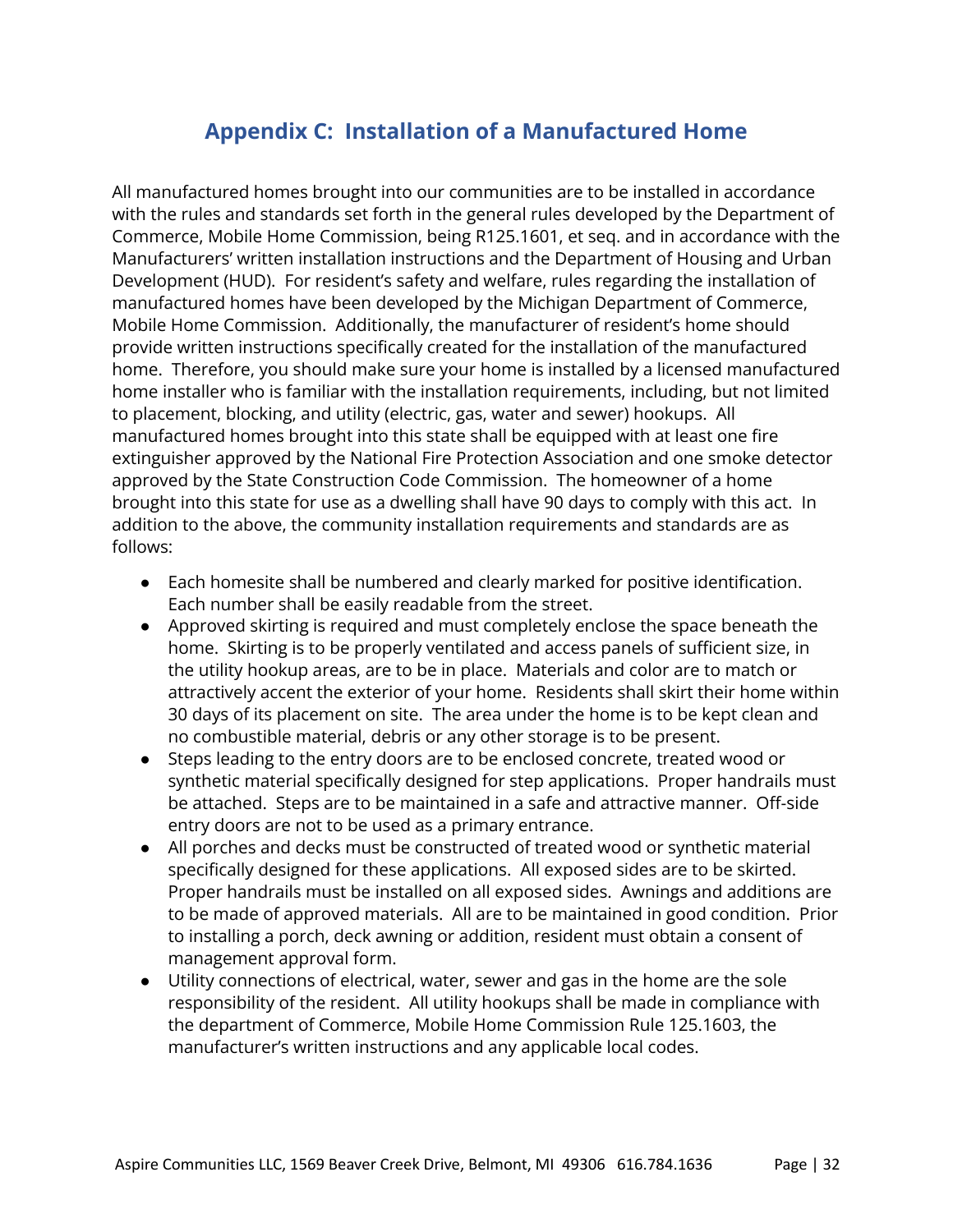## Appendix C: Installation of a Manufactured Home

All manufactured homes brought into our communities are to be installed in accordance with the rules and standards set forth in the general rules developed by the Department of Commerce, Mobile Home Commission, being R125.1601, et seq. and in accordance with the Manufacturers' written installation instructions and the Department of Housing and Urban Development (HUD). For resident's safety and welfare, rules regarding the installation of manufactured homes have been developed by the Michigan Department of Commerce, Mobile Home Commission. Additionally, the manufacturer of resident's home should provide written instructions specifically created for the installation of the manufactured home. Therefore, you should make sure your home is installed by a licensed manufactured home installer who is familiar with the installation requirements, including, but not limited to placement, blocking, and utility (electric, gas, water and sewer) hookups. All manufactured homes brought into this state shall be equipped with at least one fire extinguisher approved by the National Fire Protection Association and one smoke detector approved by the State Construction Code Commission. The homeowner of a home brought into this state for use as a dwelling shall have 90 days to comply with this act. In addition to the above, the community installation requirements and standards are as follows:

- Each homesite shall be numbered and clearly marked for positive identification. Each number shall be easily readable from the street.
- Approved skirting is required and must completely enclose the space beneath the home. Skirting is to be properly ventilated and access panels of sufficient size, in the utility hookup areas, are to be in place. Materials and color are to match or attractively accent the exterior of your home. Residents shall skirt their home within 30 days of its placement on site. The area under the home is to be kept clean and no combustible material, debris or any other storage is to be present.
- Steps leading to the entry doors are to be enclosed concrete, treated wood or synthetic material specifically designed for step applications. Proper handrails must be attached. Steps are to be maintained in a safe and attractive manner. Off-side entry doors are not to be used as a primary entrance.
- All porches and decks must be constructed of treated wood or synthetic material specifically designed for these applications. All exposed sides are to be skirted. Proper handrails must be installed on all exposed sides. Awnings and additions are to be made of approved materials. All are to be maintained in good condition. Prior to installing a porch, deck awning or addition, resident must obtain a consent of management approval form.
- Utility connections of electrical, water, sewer and gas in the home are the sole responsibility of the resident. All utility hookups shall be made in compliance with the department of Commerce, Mobile Home Commission Rule 125.1603, the manufacturer's written instructions and any applicable local codes.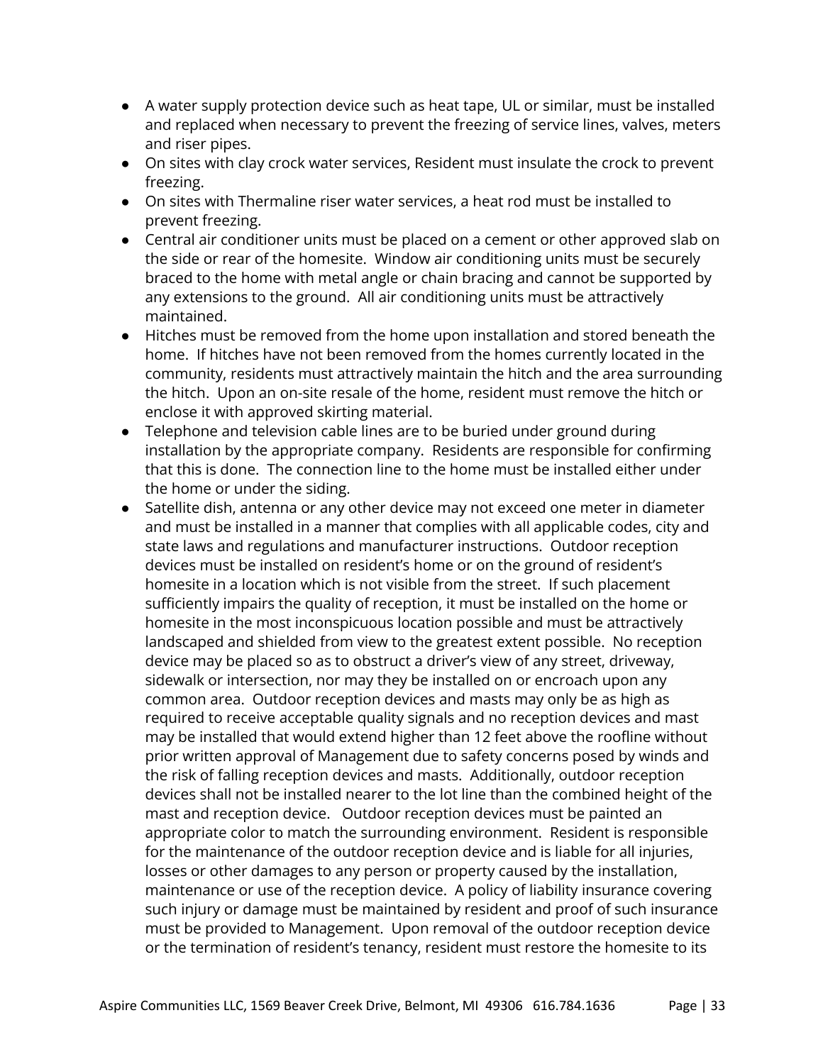- A water supply protection device such as heat tape, UL or similar, must be installed and replaced when necessary to prevent the freezing of service lines, valves, meters and riser pipes.
- On sites with clay crock water services, Resident must insulate the crock to prevent freezing.
- On sites with Thermaline riser water services, a heat rod must be installed to prevent freezing.
- Central air conditioner units must be placed on a cement or other approved slab on the side or rear of the homesite. Window air conditioning units must be securely braced to the home with metal angle or chain bracing and cannot be supported by any extensions to the ground. All air conditioning units must be attractively maintained.
- Hitches must be removed from the home upon installation and stored beneath the home. If hitches have not been removed from the homes currently located in the community, residents must attractively maintain the hitch and the area surrounding the hitch. Upon an on-site resale of the home, resident must remove the hitch or enclose it with approved skirting material.
- Telephone and television cable lines are to be buried under ground during installation by the appropriate company. Residents are responsible for confirming that this is done. The connection line to the home must be installed either under the home or under the siding.
- Satellite dish, antenna or any other device may not exceed one meter in diameter and must be installed in a manner that complies with all applicable codes, city and state laws and regulations and manufacturer instructions. Outdoor reception devices must be installed on resident's home or on the ground of resident's homesite in a location which is not visible from the street. If such placement sufficiently impairs the quality of reception, it must be installed on the home or homesite in the most inconspicuous location possible and must be attractively landscaped and shielded from view to the greatest extent possible. No reception device may be placed so as to obstruct a driver's view of any street, driveway, sidewalk or intersection, nor may they be installed on or encroach upon any common area. Outdoor reception devices and masts may only be as high as required to receive acceptable quality signals and no reception devices and mast may be installed that would extend higher than 12 feet above the roofline without prior written approval of Management due to safety concerns posed by winds and the risk of falling reception devices and masts. Additionally, outdoor reception devices shall not be installed nearer to the lot line than the combined height of the mast and reception device. Outdoor reception devices must be painted an appropriate color to match the surrounding environment. Resident is responsible for the maintenance of the outdoor reception device and is liable for all injuries, losses or other damages to any person or property caused by the installation, maintenance or use of the reception device. A policy of liability insurance covering such injury or damage must be maintained by resident and proof of such insurance must be provided to Management. Upon removal of the outdoor reception device or the termination of resident's tenancy, resident must restore the homesite to its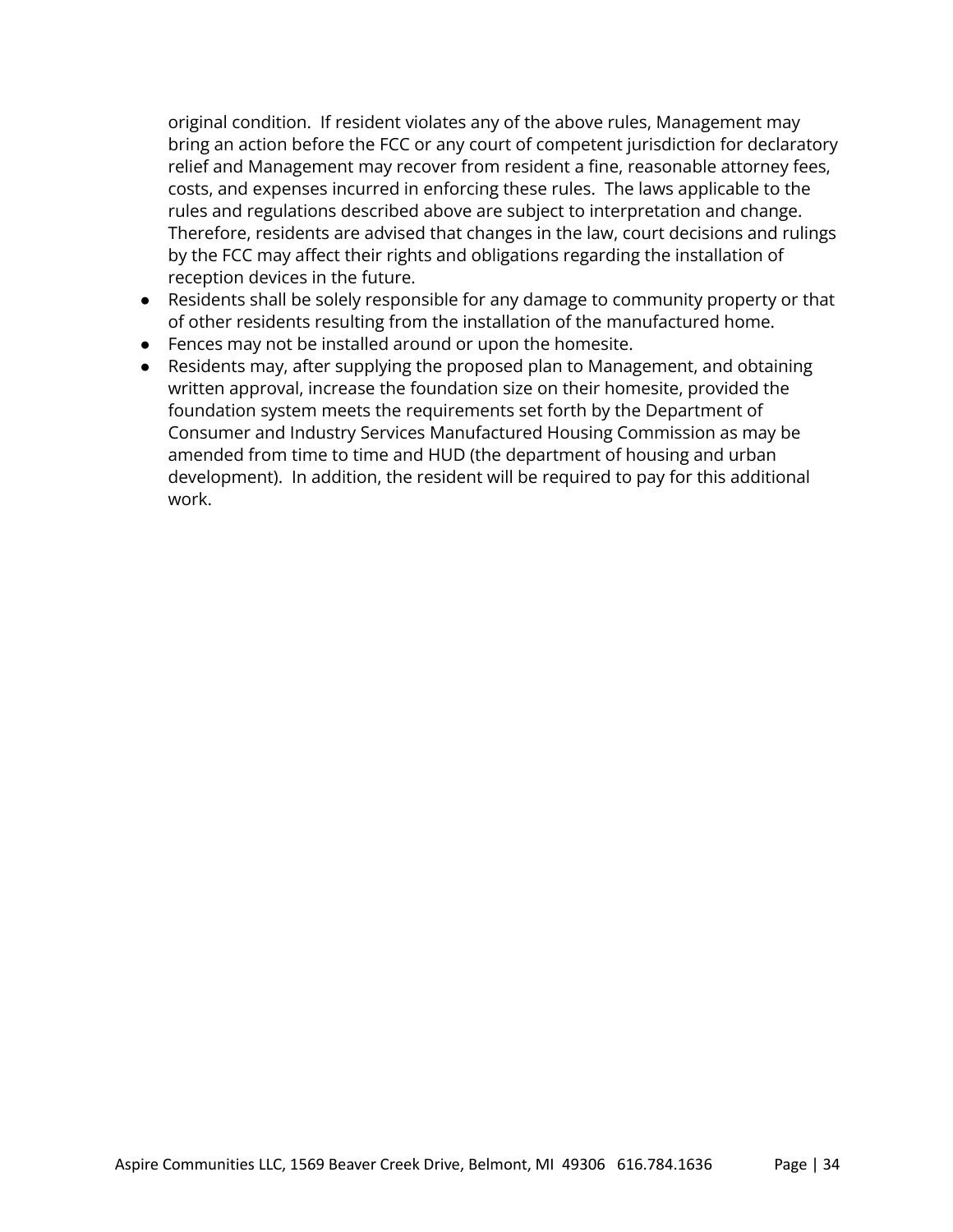original condition.  If resident violates any of the above rules, Management may bring an action before the FCC or any court of competent jurisdiction for declaratory relief and Management may recover from resident a fine, reasonable attorney fees, costs, and expenses incurred in enforcing these rules.  The laws applicable to the rules and regulations described above are subject to interpretation and change. Therefore, residents are advised that changes in the law, court decisions and rulings by the FCC may affect their rights and obligations regarding the installation of reception devices in the future.

- Residents shall be solely responsible for any damage to community property or that of other residents resulting from the installation of the manufactured home.
- Fences may not be installed around or upon the homesite.
- Residents may, after supplying the proposed plan to Management, and obtaining written approval, increase the foundation size on their homesite, provided the foundation system meets the requirements set forth by the Department of Consumer and Industry Services Manufactured Housing Commission as may be amended from time to time and HUD (the department of housing and urban development).  In addition, the resident will be required to pay for this additional work.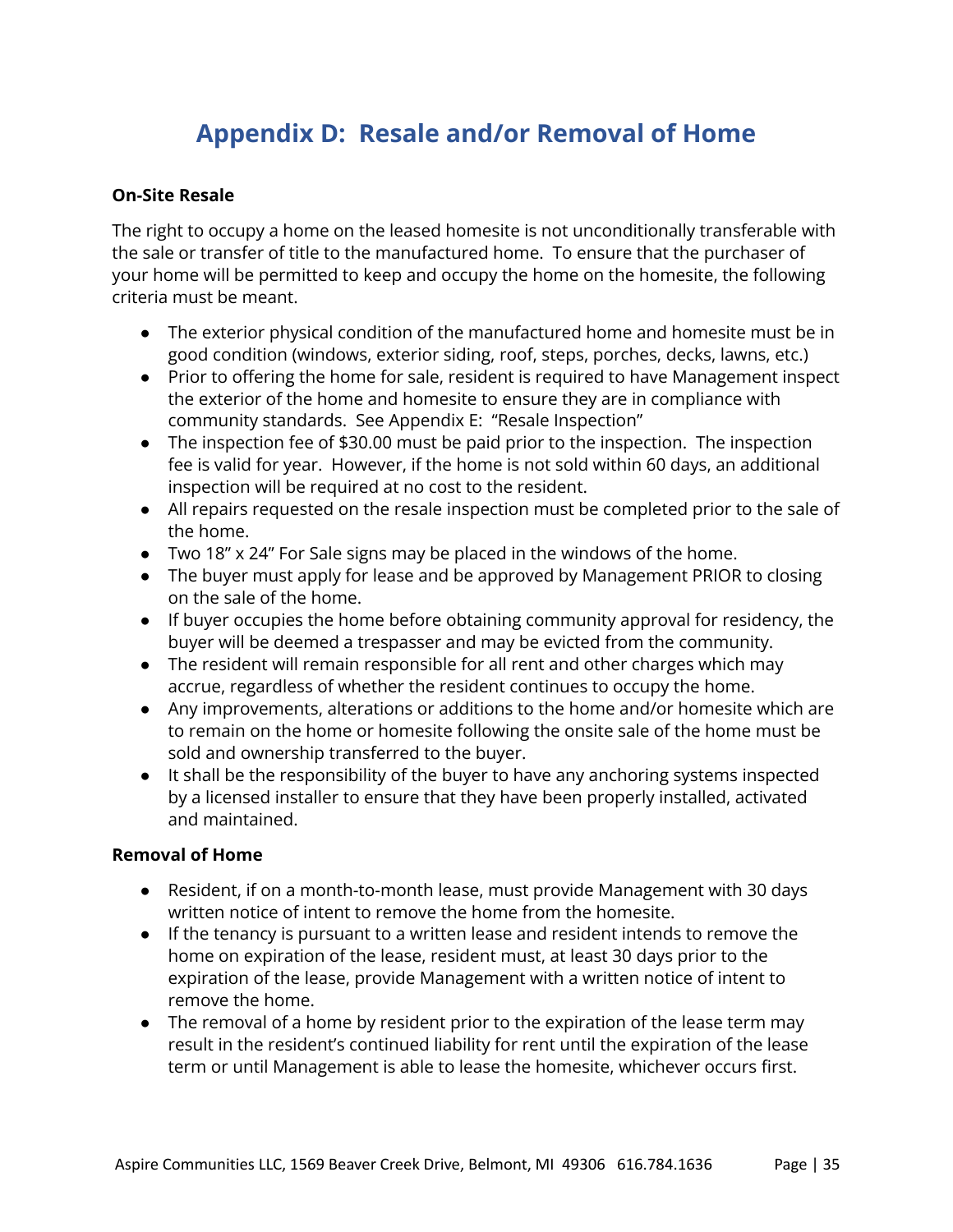# Appendix D: Resale and/or Removal of Home

**On-Site Resale**

The right to occupy a home on the leased homesite is not unconditionally transferable with the sale or transfer of title to the manufactured home. To ensure that the purchaser of your home will be permitted to keep and occupy the home on the homesite, the following criteria must be meant.

- The exterior physical condition of the manufactured home and homesite must be in good condition (windows, exterior siding, roof, steps, porches, decks, lawns, etc.)
- Prior to offering the home for sale, resident is required to have Management inspect the exterior of the home and homesite to ensure they are in compliance with community standards. See Appendix E: "Resale Inspection"
- The inspection fee of $30.00 must be paid prior to the inspection. The inspection fee is valid for year. However, if the home is not sold within 60 days, an additional inspection will be required at no cost to the resident.
- All repairs requested on the resale inspection must be completed prior to the sale of the home.
- Two 18" x 24" For Sale signs may be placed in the windows of the home.
- The buyer must apply for lease and be approved by Management PRIOR to closing on the sale of the home.
- If buyer occupies the home before obtaining community approval for residency, the buyer will be deemed a trespasser and may be evicted from the community.
- The resident will remain responsible for all rent and other charges which may accrue, regardless of whether the resident continues to occupy the home.
- Any improvements, alterations or additions to the home and/or homesite which are to remain on the home or homesite following the onsite sale of the home must be sold and ownership transferred to the buyer.
- It shall be the responsibility of the buyer to have any anchoring systems inspected by a licensed installer to ensure that they have been properly installed, activated and maintained.

**Removal of Home**

- Resident, if on a month-to-month lease, must provide Management with 30 days written notice of intent to remove the home from the homesite.
- If the tenancy is pursuant to a written lease and resident intends to remove the home on expiration of the lease, resident must, at least 30 days prior to the expiration of the lease, provide Management with a written notice of intent to remove the home.
- The removal of a home by resident prior to the expiration of the lease term may result in the resident's continued liability for rent until the expiration of the lease term or until Management is able to lease the homesite, whichever occurs first.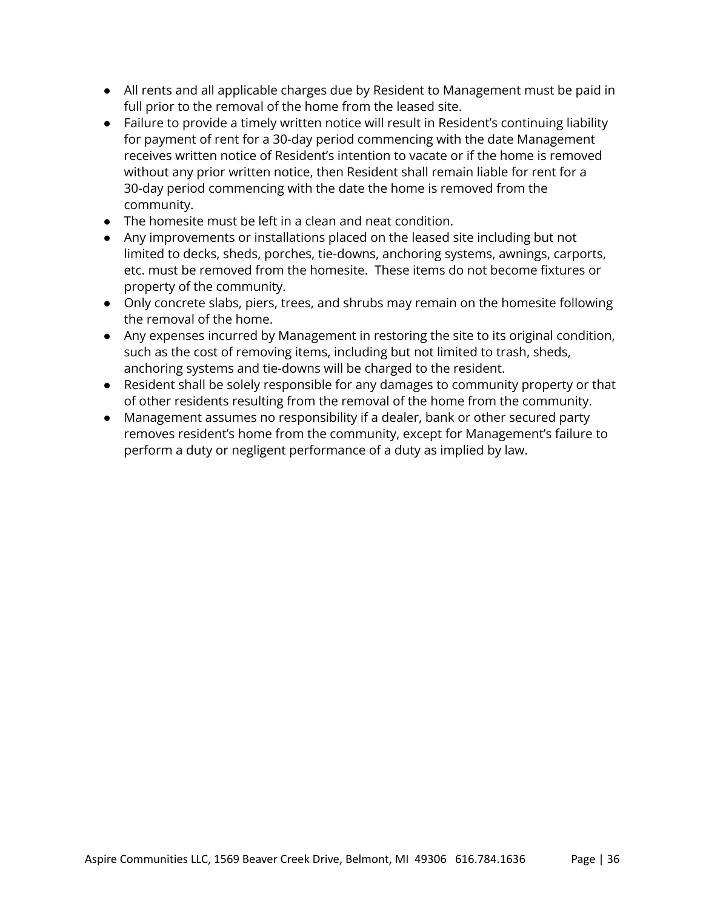- All rents and all applicable charges due by Resident to Management must be paid in full prior to the removal of the home from the leased site.
- Failure to provide a timely written notice will result in Resident's continuing liability for payment of rent for a 30-day period commencing with the date Management receives written notice of Resident's intention to vacate or if the home is removed without any prior written notice, then Resident shall remain liable for rent for a 30-day period commencing with the date the home is removed from the community.
- The homesite must be left in a clean and neat condition.
- Any improvements or installations placed on the leased site including but not limited to decks, sheds, porches, tie-downs, anchoring systems, awnings, carports, etc. must be removed from the homesite. These items do not become fixtures or property of the community.
- Only concrete slabs, piers, trees, and shrubs may remain on the homesite following the removal of the home.
- Any expenses incurred by Management in restoring the site to its original condition, such as the cost of removing items, including but not limited to trash, sheds, anchoring systems and tie-downs will be charged to the resident.
- Resident shall be solely responsible for any damages to community property or that of other residents resulting from the removal of the home from the community.
- Management assumes no responsibility if a dealer, bank or other secured party removes resident's home from the community, except for Management's failure to perform a duty or negligent performance of a duty as implied by law.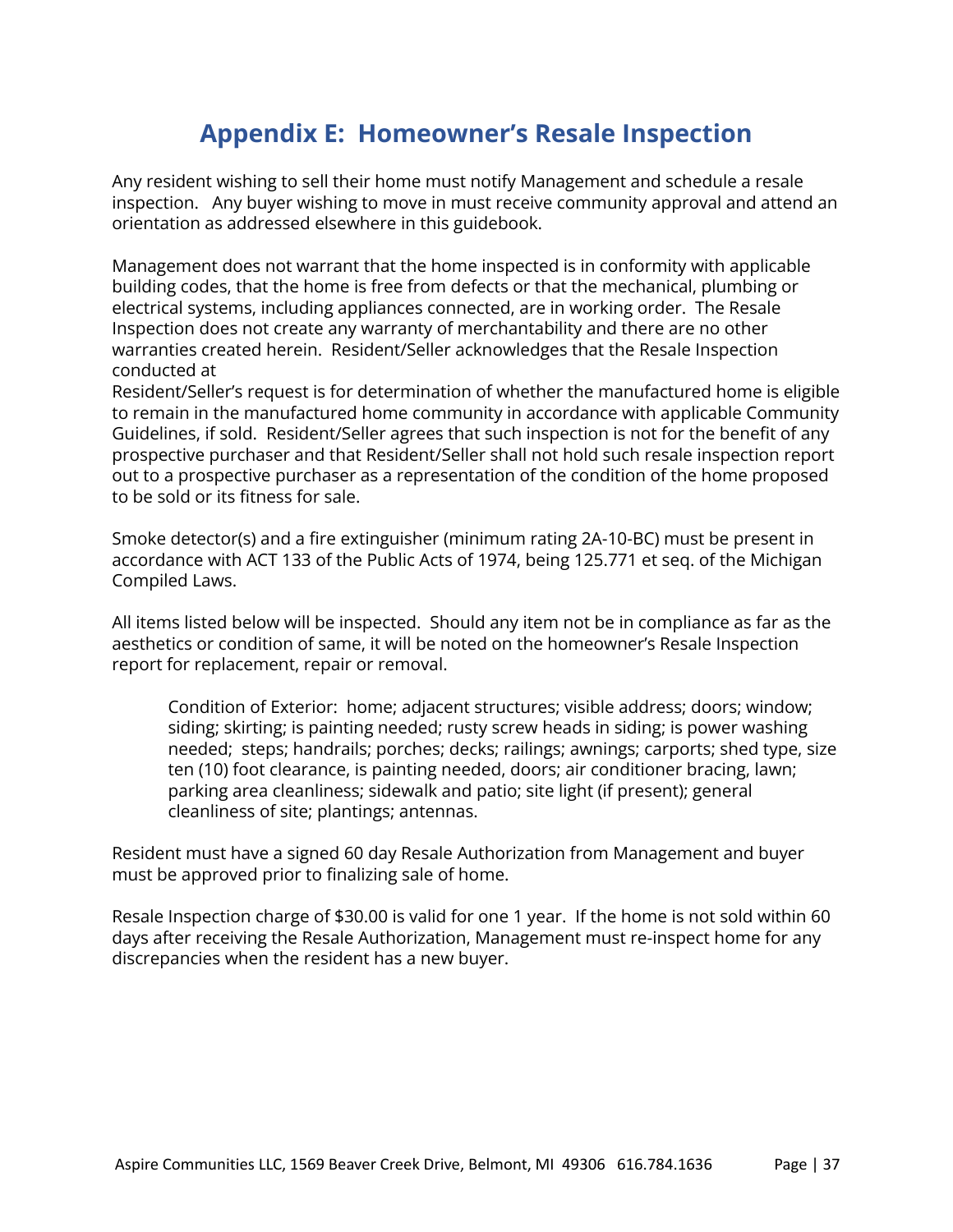# Appendix E: Homeowner's Resale Inspection

Any resident wishing to sell their home must notify Management and schedule a resale inspection. Any buyer wishing to move in must receive community approval and attend an orientation as addressed elsewhere in this guidebook.

Management does not warrant that the home inspected is in conformity with applicable building codes, that the home is free from defects or that the mechanical, plumbing or electrical systems, including appliances connected, are in working order. The Resale Inspection does not create any warranty of merchantability and there are no other warranties created herein. Resident/Seller acknowledges that the Resale Inspection conducted at
Resident/Seller's request is for determination of whether the manufactured home is eligible to remain in the manufactured home community in accordance with applicable Community Guidelines, if sold. Resident/Seller agrees that such inspection is not for the benefit of any prospective purchaser and that Resident/Seller shall not hold such resale inspection report out to a prospective purchaser as a representation of the condition of the home proposed to be sold or its fitness for sale.

Smoke detector(s) and a fire extinguisher (minimum rating 2A-10-BC) must be present in accordance with ACT 133 of the Public Acts of 1974, being 125.771 et seq. of the Michigan Compiled Laws.

All items listed below will be inspected. Should any item not be in compliance as far as the aesthetics or condition of same, it will be noted on the homeowner's Resale Inspection report for replacement, repair or removal.

> Condition of Exterior: home; adjacent structures; visible address; doors; window; siding; skirting; is painting needed; rusty screw heads in siding; is power washing needed; steps; handrails; porches; decks; railings; awnings; carports; shed type, size ten (10) foot clearance, is painting needed, doors; air conditioner bracing, lawn; parking area cleanliness; sidewalk and patio; site light (if present); general cleanliness of site; plantings; antennas.

Resident must have a signed 60 day Resale Authorization from Management and buyer must be approved prior to finalizing sale of home.

Resale Inspection charge of $30.00 is valid for one 1 year. If the home is not sold within 60 days after receiving the Resale Authorization, Management must re-inspect home for any discrepancies when the resident has a new buyer.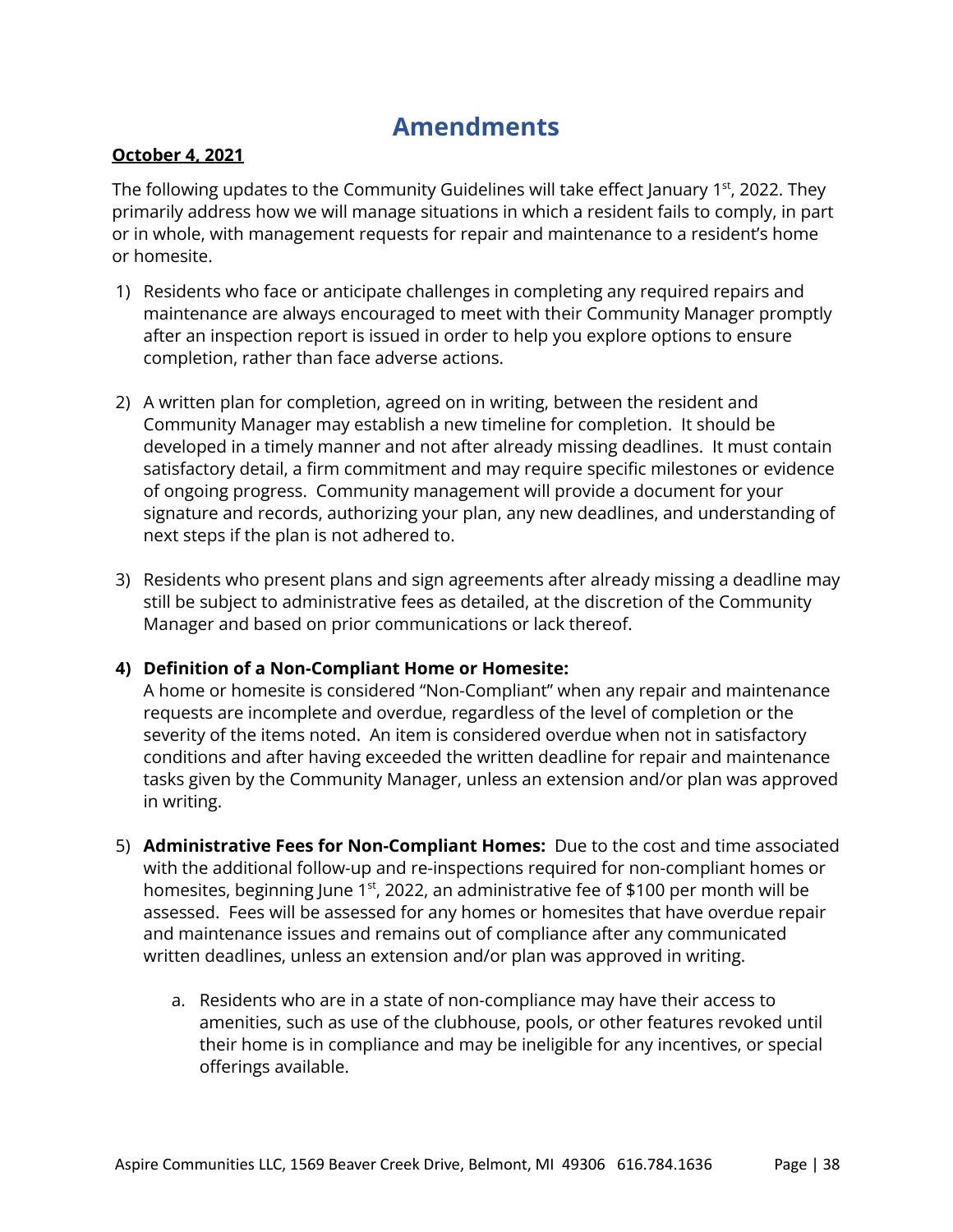# Amendments

**October 4, 2021**

The following updates to the Community Guidelines will take effect January 1st, 2022. They primarily address how we will manage situations in which a resident fails to comply, in part or in whole, with management requests for repair and maintenance to a resident's home or homesite.

1) Residents who face or anticipate challenges in completing any required repairs and maintenance are always encouraged to meet with their Community Manager promptly after an inspection report is issued in order to help you explore options to ensure completion, rather than face adverse actions.

2) A written plan for completion, agreed on in writing, between the resident and Community Manager may establish a new timeline for completion. It should be developed in a timely manner and not after already missing deadlines. It must contain satisfactory detail, a firm commitment and may require specific milestones or evidence of ongoing progress. Community management will provide a document for your signature and records, authorizing your plan, any new deadlines, and understanding of next steps if the plan is not adhered to.

3) Residents who present plans and sign agreements after already missing a deadline may still be subject to administrative fees as detailed, at the discretion of the Community Manager and based on prior communications or lack thereof.

4) **Definition of a Non-Compliant Home or Homesite:**
   A home or homesite is considered "Non-Compliant" when any repair and maintenance requests are incomplete and overdue, regardless of the level of completion or the severity of the items noted. An item is considered overdue when not in satisfactory conditions and after having exceeded the written deadline for repair and maintenance tasks given by the Community Manager, unless an extension and/or plan was approved in writing.

5) **Administrative Fees for Non-Compliant Homes:** Due to the cost and time associated with the additional follow-up and re-inspections required for non-compliant homes or homesites, beginning June 1st, 2022, an administrative fee of $100 per month will be assessed. Fees will be assessed for any homes or homesites that have overdue repair and maintenance issues and remains out of compliance after any communicated written deadlines, unless an extension and/or plan was approved in writing.

   a. Residents who are in a state of non-compliance may have their access to amenities, such as use of the clubhouse, pools, or other features revoked until their home is in compliance and may be ineligible for any incentives, or special offerings available.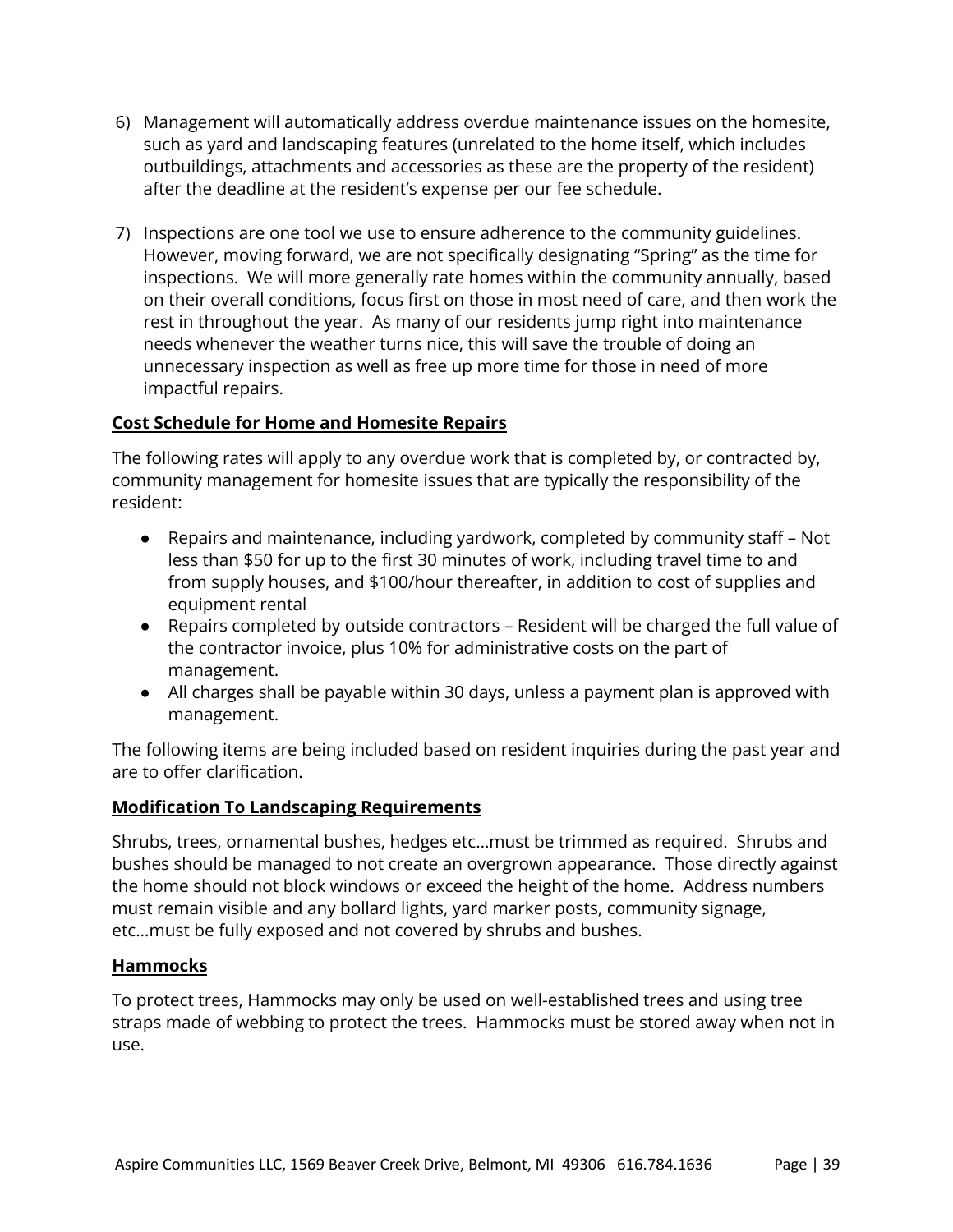6) Management will automatically address overdue maintenance issues on the homesite, such as yard and landscaping features (unrelated to the home itself, which includes outbuildings, attachments and accessories as these are the property of the resident) after the deadline at the resident's expense per our fee schedule.

7) Inspections are one tool we use to ensure adherence to the community guidelines. However, moving forward, we are not specifically designating "Spring" as the time for inspections. We will more generally rate homes within the community annually, based on their overall conditions, focus first on those in most need of care, and then work the rest in throughout the year. As many of our residents jump right into maintenance needs whenever the weather turns nice, this will save the trouble of doing an unnecessary inspection as well as free up more time for those in need of more impactful repairs.

**Cost Schedule for Home and Homesite Repairs**

The following rates will apply to any overdue work that is completed by, or contracted by, community management for homesite issues that are typically the responsibility of the resident:

- Repairs and maintenance, including yardwork, completed by community staff – Not less than $50 for up to the first 30 minutes of work, including travel time to and from supply houses, and $100/hour thereafter, in addition to cost of supplies and equipment rental
- Repairs completed by outside contractors – Resident will be charged the full value of the contractor invoice, plus 10% for administrative costs on the part of management.
- All charges shall be payable within 30 days, unless a payment plan is approved with management.

The following items are being included based on resident inquiries during the past year and are to offer clarification.

**Modification To Landscaping Requirements**

Shrubs, trees, ornamental bushes, hedges etc…must be trimmed as required. Shrubs and bushes should be managed to not create an overgrown appearance. Those directly against the home should not block windows or exceed the height of the home. Address numbers must remain visible and any bollard lights, yard marker posts, community signage, etc…must be fully exposed and not covered by shrubs and bushes.

**Hammocks**

To protect trees, Hammocks may only be used on well-established trees and using tree straps made of webbing to protect the trees. Hammocks must be stored away when not in use.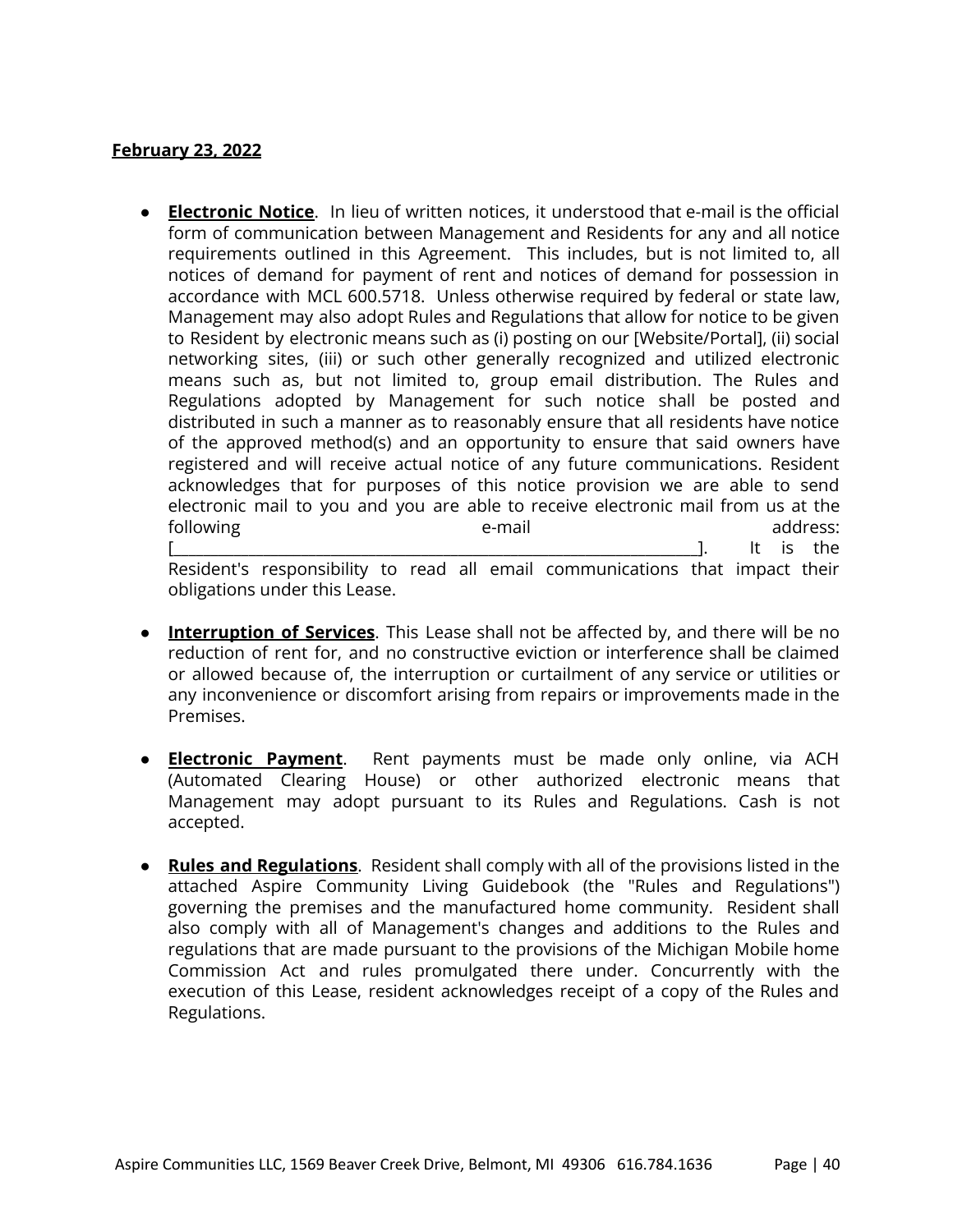**February 23, 2022**

- **Electronic Notice**. In lieu of written notices, it understood that e-mail is the official form of communication between Management and Residents for any and all notice requirements outlined in this Agreement. This includes, but is not limited to, all notices of demand for payment of rent and notices of demand for possession in accordance with MCL 600.5718. Unless otherwise required by federal or state law, Management may also adopt Rules and Regulations that allow for notice to be given to Resident by electronic means such as (i) posting on our [Website/Portal], (ii) social networking sites, (iii) or such other generally recognized and utilized electronic means such as, but not limited to, group email distribution. The Rules and Regulations adopted by Management for such notice shall be posted and distributed in such a manner as to reasonably ensure that all residents have notice of the approved method(s) and an opportunity to ensure that said owners have registered and will receive actual notice of any future communications. Resident acknowledges that for purposes of this notice provision we are able to send electronic mail to you and you are able to receive electronic mail from us at the following e-mail address: [______________________________________________________________]. It is the Resident's responsibility to read all email communications that impact their obligations under this Lease.

- **Interruption of Services**. This Lease shall not be affected by, and there will be no reduction of rent for, and no constructive eviction or interference shall be claimed or allowed because of, the interruption or curtailment of any service or utilities or any inconvenience or discomfort arising from repairs or improvements made in the Premises.

- **Electronic Payment**. Rent payments must be made only online, via ACH (Automated Clearing House) or other authorized electronic means that Management may adopt pursuant to its Rules and Regulations. Cash is not accepted.

- **Rules and Regulations**. Resident shall comply with all of the provisions listed in the attached Aspire Community Living Guidebook (the "Rules and Regulations") governing the premises and the manufactured home community. Resident shall also comply with all of Management's changes and additions to the Rules and regulations that are made pursuant to the provisions of the Michigan Mobile home Commission Act and rules promulgated there under. Concurrently with the execution of this Lease, resident acknowledges receipt of a copy of the Rules and Regulations.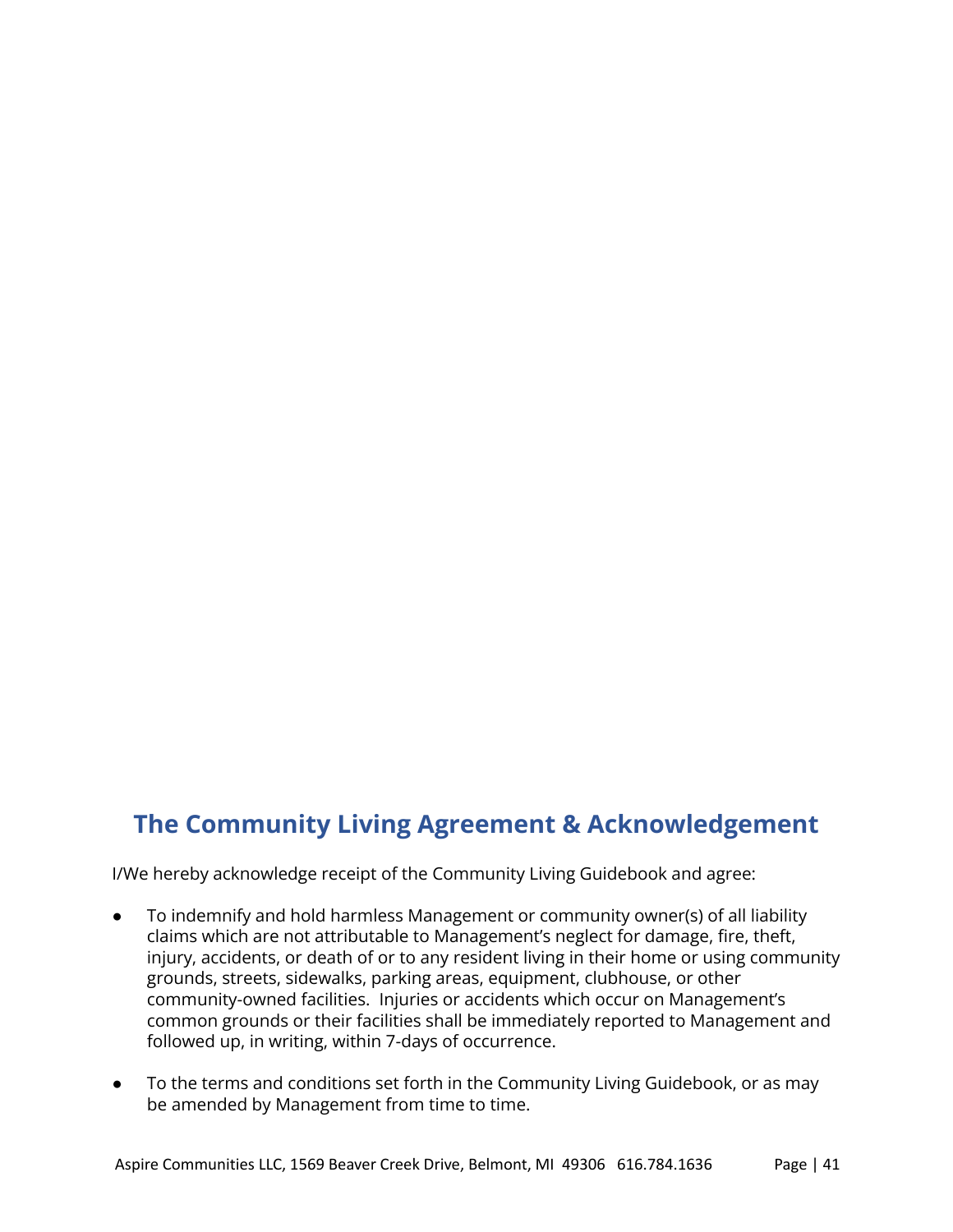## The Community Living Agreement & Acknowledgement

I/We hereby acknowledge receipt of the Community Living Guidebook and agree:

- To indemnify and hold harmless Management or community owner(s) of all liability claims which are not attributable to Management's neglect for damage, fire, theft, injury, accidents, or death of or to any resident living in their home or using community grounds, streets, sidewalks, parking areas, equipment, clubhouse, or other community-owned facilities. Injuries or accidents which occur on Management's common grounds or their facilities shall be immediately reported to Management and followed up, in writing, within 7-days of occurrence.

- To the terms and conditions set forth in the Community Living Guidebook, or as may be amended by Management from time to time.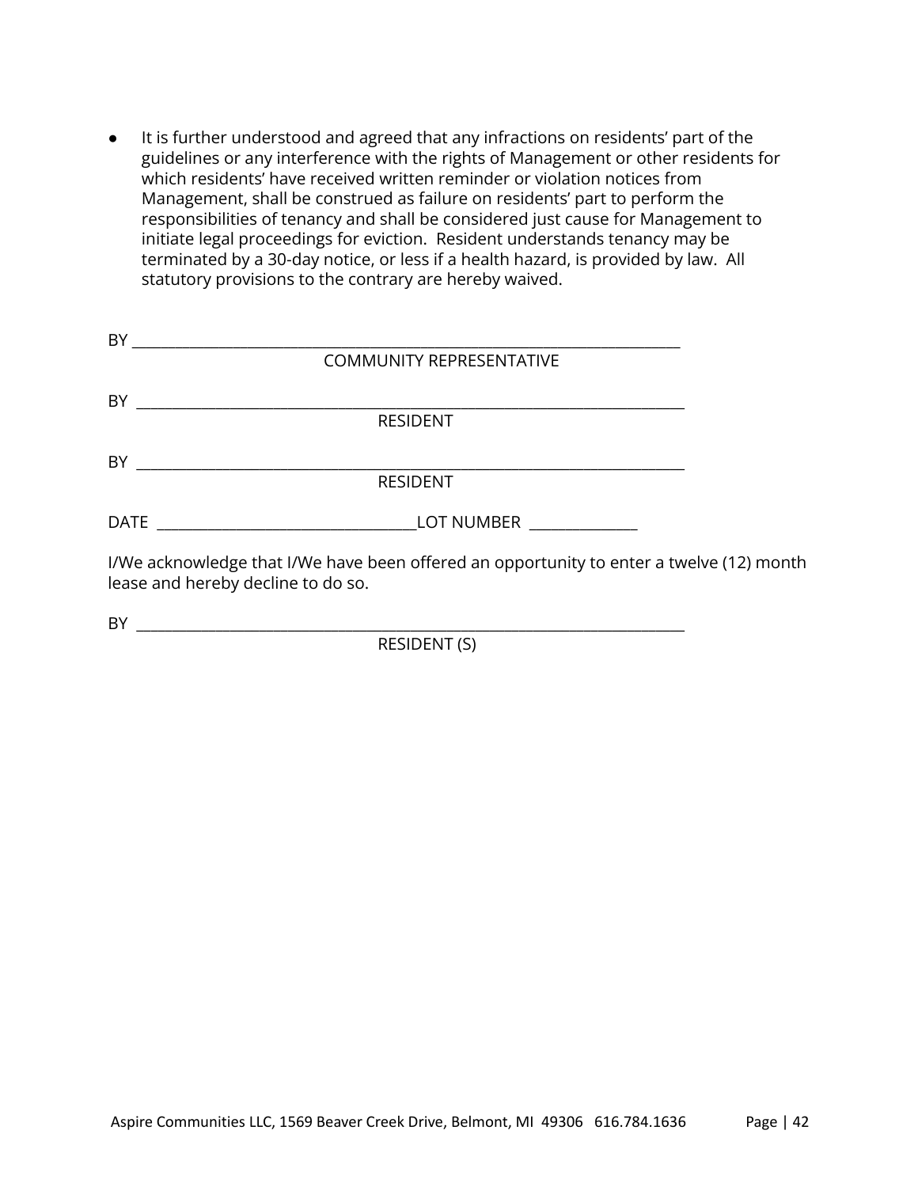- It is further understood and agreed that any infractions on residents' part of the guidelines or any interference with the rights of Management or other residents for which residents' have received written reminder or violation notices from Management, shall be construed as failure on residents' part to perform the responsibilities of tenancy and shall be considered just cause for Management to initiate legal proceedings for eviction. Resident understands tenancy may be terminated by a 30-day notice, or less if a health hazard, is provided by law. All statutory provisions to the contrary are hereby waived.

BY ___________________________________________________________________________

COMMUNITY REPRESENTATIVE

BY ___________________________________________________________________________

RESIDENT

BY ___________________________________________________________________________

RESIDENT

DATE ____________________________________LOT NUMBER _______________

I/We acknowledge that I/We have been offered an opportunity to enter a twelve (12) month lease and hereby decline to do so.

BY ___________________________________________________________________________

RESIDENT (S)